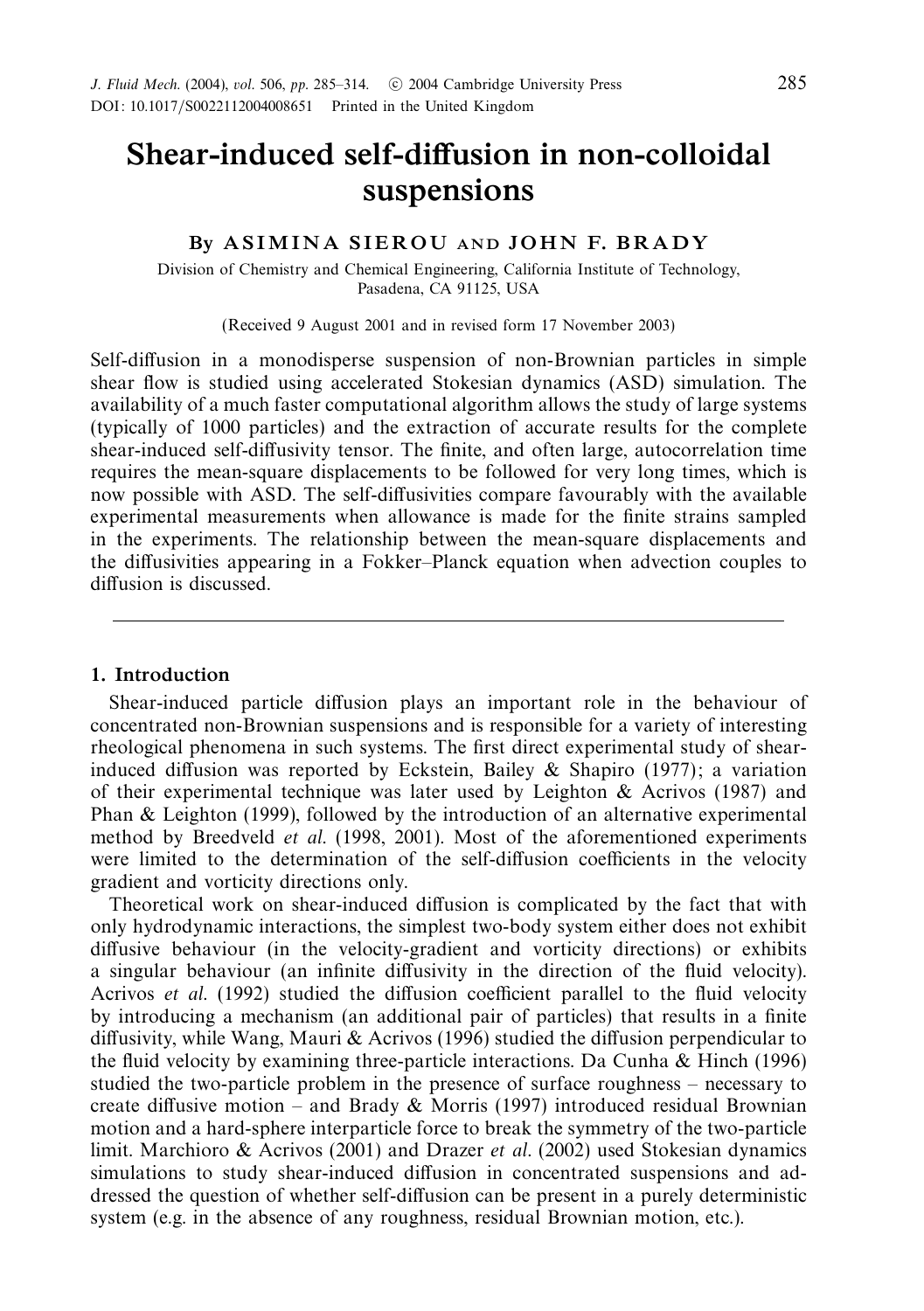# Shear-induced self-diffusion in non-colloidal suspensions

By **ASIMINA SIEROU** AND **JOHN F. BRADY**

Division of Chemistry and Chemical Engineering, California Institute of Technology, Pasadena, CA 91125, USA

(Received 9 August 2001 and in revised form 17 November 2003)

Self-diffusion in a monodisperse suspension of non-Brownian particles in simple shear flow is studied using accelerated Stokesian dynamics (ASD) simulation. The availability of a much faster computational algorithm allows the study of large systems (typically of 1000 particles) and the extraction of accurate results for the complete shear-induced self-diffusivity tensor. The finite, and often large, autocorrelation time requires the mean-square displacements to be followed for very long times, which is now possible with ASD. The self-diffusivities compare favourably with the available experimental measurements when allowance is made for the finite strains sampled in the experiments. The relationship between the mean-square displacements and the diffusivities appearing in a Fokker–Planck equation when advection couples to diffusion is discussed.

## 1. Introduction

Shear-induced particle diffusion plays an important role in the behaviour of concentrated non-Brownian suspensions and is responsible for a variety of interesting rheological phenomena in such systems. The first direct experimental study of shear-induced diffusion was reported by Eckstein, Bailey & Shapiro (1977); a variation of their experimental technique was later used by Leighton & Acrivos (1987) and Phan & Leighton (1999), followed by the introduction of an alternative experimental method by Breedveld *et al.* (1998, 2001). Most of the aforementioned experiments were limited to the determination of the self-diffusion coefficients in the velocity gradient and vorticity directions only.

Theoretical work on shear-induced diffusion is complicated by the fact that with only hydrodynamic interactions, the simplest two-body system either does not exhibit diffusive behaviour (in the velocity-gradient and vorticity directions) or exhibits a singular behaviour (an infinite diffusivity in the direction of the fluid velocity). Acrivos *et al.* (1992) studied the diffusion coefficient parallel to the fluid velocity by introducing a mechanism (an additional pair of particles) that results in a finite diffusivity, while Wang, Mauri & Acrivos (1996) studied the diffusion perpendicular to the fluid velocity by examining three-particle interactions. Da Cunha & Hinch (1996) studied the two-particle problem in the presence of surface roughness – necessary to create diffusive motion – and Brady & Morris (1997) introduced residual Brownian motion and a hard-sphere interparticle force to break the symmetry of the two-particle limit. Marchioro & Acrivos (2001) and Drazer *et al.* (2002) used Stokesian dynamics simulations to study shear-induced diffusion in concentrated suspensions and addressed the question of whether self-diffusion can be present in a purely deterministic system (e.g. in the absence of any roughness, residual Brownian motion, etc.).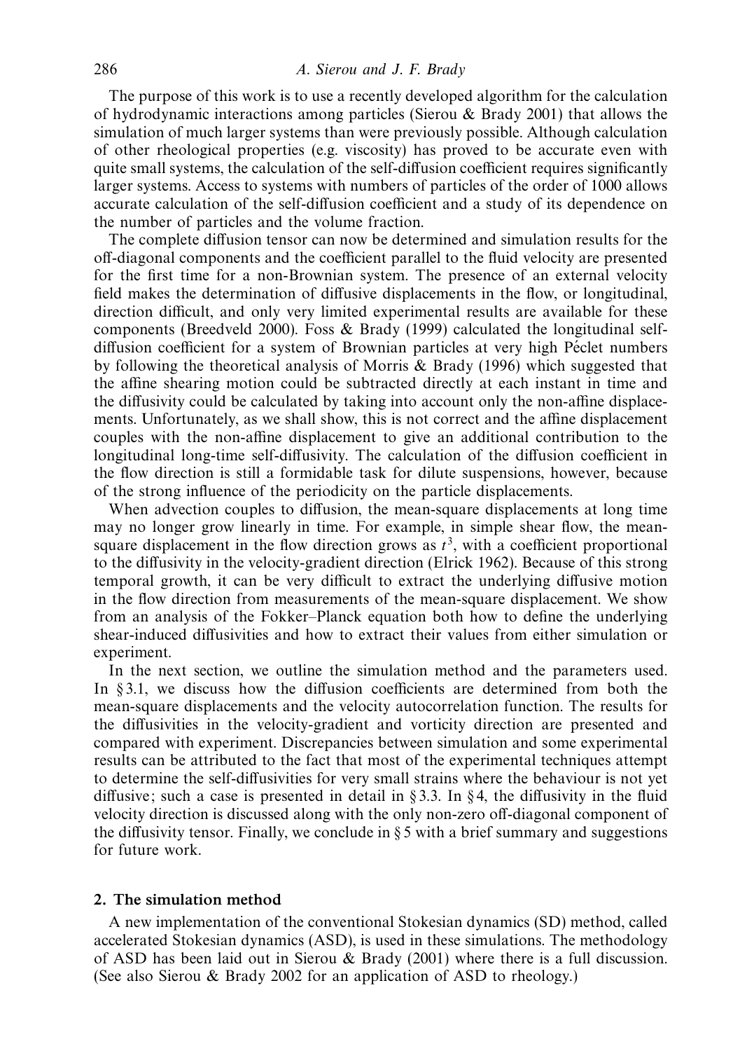The purpose of this work is to use a recently developed algorithm for the calculation of hydrodynamic interactions among particles (Sierou & Brady 2001) that allows the simulation of much larger systems than were previously possible. Although calculation of other rheological properties (e.g. viscosity) has proved to be accurate even with quite small systems, the calculation of the self-diffusion coefficient requires significantly larger systems. Access to systems with numbers of particles of the order of 1000 allows accurate calculation of the self-diffusion coefficient and a study of its dependence on the number of particles and the volume fraction.

The complete diffusion tensor can now be determined and simulation results for the off-diagonal components and the coefficient parallel to the fluid velocity are presented for the first time for a non-Brownian system. The presence of an external velocity field makes the determination of diffusive displacements in the flow, or longitudinal, direction difficult, and only very limited experimental results are available for these components (Breedveld 2000). Foss & Brady (1999) calculated the longitudinal self-diffusion coefficient for a system of Brownian particles at very high Péclet numbers by following the theoretical analysis of Morris & Brady (1996) which suggested that the affine shearing motion could be subtracted directly at each instant in time and the diffusivity could be calculated by taking into account only the non-affine displacements. Unfortunately, as we shall show, this is not correct and the affine displacement couples with the non-affine displacement to give an additional contribution to the longitudinal long-time self-diffusivity. The calculation of the diffusion coefficient in the flow direction is still a formidable task for dilute suspensions, however, because of the strong influence of the periodicity on the particle displacements.

When advection couples to diffusion, the mean-square displacements at long time may no longer grow linearly in time. For example, in simple shear flow, the mean-square displacement in the flow direction grows as $t^3$, with a coefficient proportional to the diffusivity in the velocity-gradient direction (Elrick 1962). Because of this strong temporal growth, it can be very difficult to extract the underlying diffusive motion in the flow direction from measurements of the mean-square displacement. We show from an analysis of the Fokker–Planck equation both how to define the underlying shear-induced diffusivities and how to extract their values from either simulation or experiment.

In the next section, we outline the simulation method and the parameters used. In § 3.1, we discuss how the diffusion coefficients are determined from both the mean-square displacements and the velocity autocorrelation function. The results for the diffusivities in the velocity-gradient and vorticity direction are presented and compared with experiment. Discrepancies between simulation and some experimental results can be attributed to the fact that most of the experimental techniques attempt to determine the self-diffusivities for very small strains where the behaviour is not yet diffusive; such a case is presented in detail in § 3.3. In § 4, the diffusivity in the fluid velocity direction is discussed along with the only non-zero off-diagonal component of the diffusivity tensor. Finally, we conclude in § 5 with a brief summary and suggestions for future work.

## 2. The simulation method

A new implementation of the conventional Stokesian dynamics (SD) method, called accelerated Stokesian dynamics (ASD), is used in these simulations. The methodology of ASD has been laid out in Sierou & Brady (2001) where there is a full discussion. (See also Sierou & Brady 2002 for an application of ASD to rheology.)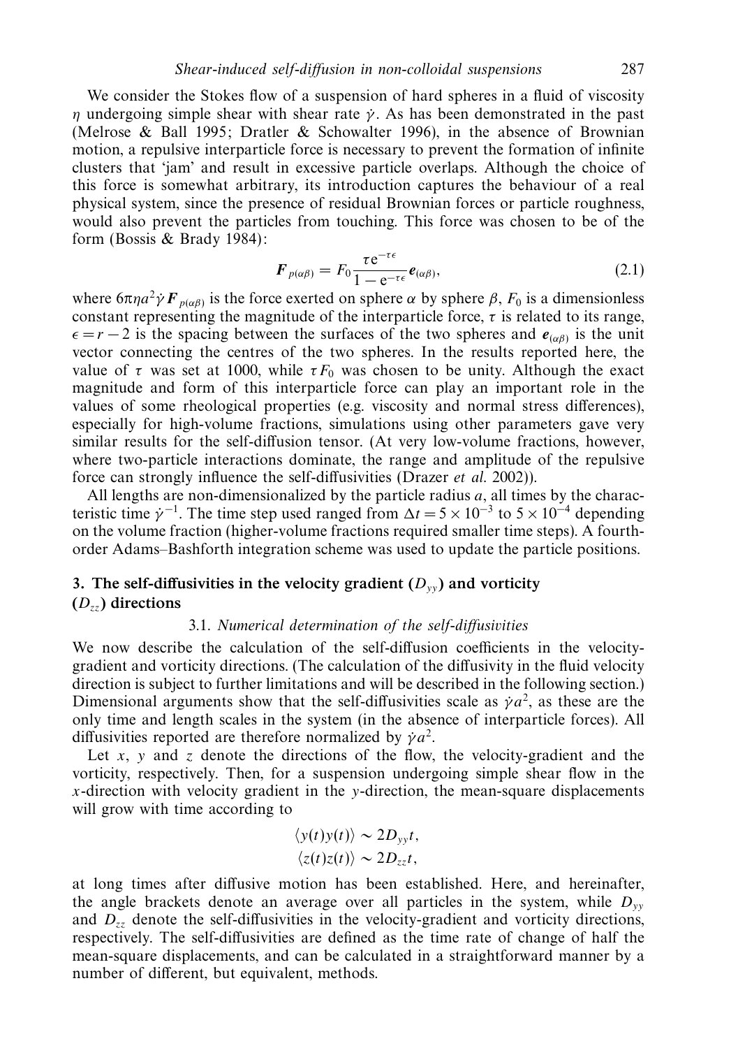We consider the Stokes flow of a suspension of hard spheres in a fluid of viscosity $\eta$ undergoing simple shear with shear rate $\dot{\gamma}$. As has been demonstrated in the past (Melrose & Ball 1995; Dratler & Schowalter 1996), in the absence of Brownian motion, a repulsive interparticle force is necessary to prevent the formation of infinite clusters that 'jam' and result in excessive particle overlaps. Although the choice of this force is somewhat arbitrary, its introduction captures the behaviour of a real physical system, since the presence of residual Brownian forces or particle roughness, would also prevent the particles from touching. This force was chosen to be of the form (Bossis & Brady 1984):

$$\boldsymbol{F}_{p(\alpha\beta)} = F_0 \frac{\tau \mathrm{e}^{-\tau\epsilon}}{1 - \mathrm{e}^{-\tau\epsilon}} \boldsymbol{e}_{(\alpha\beta)}, \tag{2.1}$$

where $6\pi\eta a^2 \dot{\gamma} \boldsymbol{F}_{p(\alpha\beta)}$ is the force exerted on sphere $\alpha$ by sphere $\beta$, $F_0$ is a dimensionless constant representing the magnitude of the interparticle force, $\tau$ is related to its range, $\epsilon = r - 2$ is the spacing between the surfaces of the two spheres and $\boldsymbol{e}_{(\alpha\beta)}$ is the unit vector connecting the centres of the two spheres. In the results reported here, the value of $\tau$ was set at 1000, while $\tau F_0$ was chosen to be unity. Although the exact magnitude and form of this interparticle force can play an important role in the values of some rheological properties (e.g. viscosity and normal stress differences), especially for high-volume fractions, simulations using other parameters gave very similar results for the self-diffusion tensor. (At very low-volume fractions, however, where two-particle interactions dominate, the range and amplitude of the repulsive force can strongly influence the self-diffusivities (Drazer *et al.* 2002)).

All lengths are non-dimensionalized by the particle radius $a$, all times by the characteristic time $\dot{\gamma}^{-1}$. The time step used ranged from $\Delta t = 5 \times 10^{-3}$ to $5 \times 10^{-4}$ depending on the volume fraction (higher-volume fractions required smaller time steps). A fourth-order Adams–Bashforth integration scheme was used to update the particle positions.

## 3. The self-diffusivities in the velocity gradient ($D_{yy}$) and vorticity ($D_{zz}$) directions

### 3.1. *Numerical determination of the self-diffusivities*

We now describe the calculation of the self-diffusion coefficients in the velocity-gradient and vorticity directions. (The calculation of the diffusivity in the fluid velocity direction is subject to further limitations and will be described in the following section.) Dimensional arguments show that the self-diffusivities scale as $\dot{\gamma}a^2$, as these are the only time and length scales in the system (in the absence of interparticle forces). All diffusivities reported are therefore normalized by $\dot{\gamma}a^2$.

Let $x$, $y$ and $z$ denote the directions of the flow, the velocity-gradient and the vorticity, respectively. Then, for a suspension undergoing simple shear flow in the $x$-direction with velocity gradient in the $y$-direction, the mean-square displacements will grow with time according to

$$\langle y(t)y(t)\rangle \sim 2D_{yy}t,$$
$$\langle z(t)z(t)\rangle \sim 2D_{zz}t,$$

at long times after diffusive motion has been established. Here, and hereinafter, the angle brackets denote an average over all particles in the system, while $D_{yy}$ and $D_{zz}$ denote the self-diffusivities in the velocity-gradient and vorticity directions, respectively. The self-diffusivities are defined as the time rate of change of half the mean-square displacements, and can be calculated in a straightforward manner by a number of different, but equivalent, methods.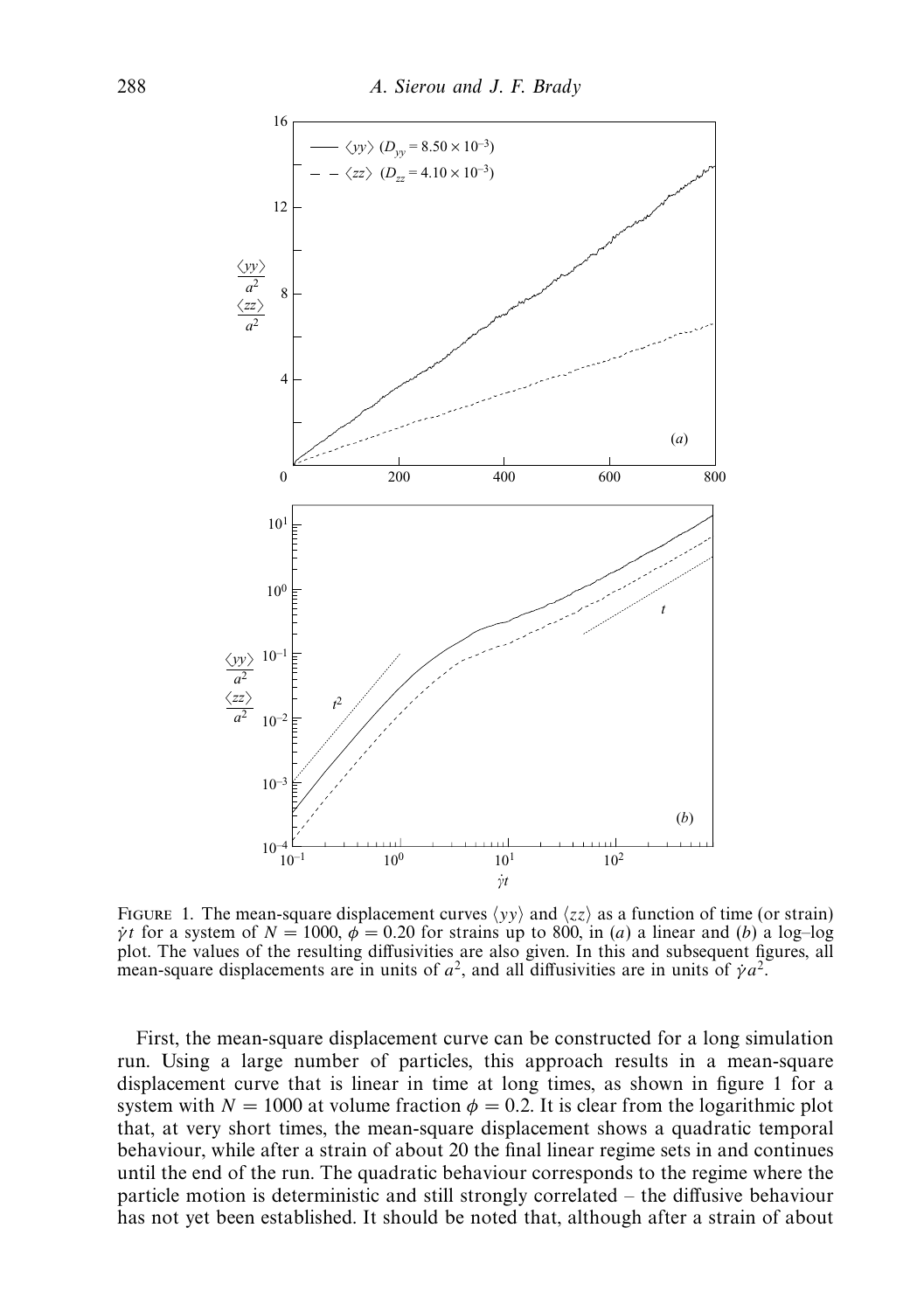FIGURE 1. The mean-square displacement curves $\langle yy \rangle$ and $\langle zz \rangle$ as a function of time (or strain) $\dot{\gamma}t$ for a system of $N = 1000$, $\phi = 0.20$ for strains up to 800, in (*a*) a linear and (*b*) a log–log plot. The values of the resulting diffusivities are also given. In this and subsequent figures, all mean-square displacements are in units of $a^2$, and all diffusivities are in units of $\dot{\gamma}a^2$.

First, the mean-square displacement curve can be constructed for a long simulation run. Using a large number of particles, this approach results in a mean-square displacement curve that is linear in time at long times, as shown in figure 1 for a system with $N = 1000$ at volume fraction $\phi = 0.2$. It is clear from the logarithmic plot that, at very short times, the mean-square displacement shows a quadratic temporal behaviour, while after a strain of about 20 the final linear regime sets in and continues until the end of the run. The quadratic behaviour corresponds to the regime where the particle motion is deterministic and still strongly correlated – the diffusive behaviour has not yet been established. It should be noted that, although after a strain of about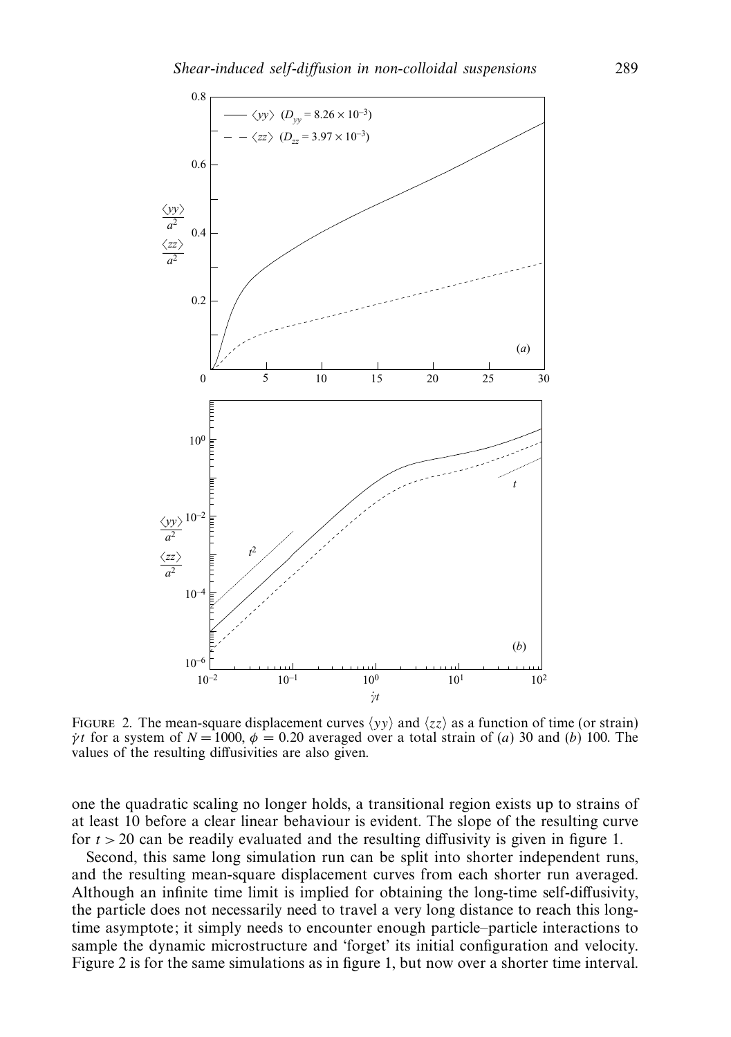FIGURE 2. The mean-square displacement curves $\langle yy \rangle$ and $\langle zz \rangle$ as a function of time (or strain) $\dot{\gamma}t$ for a system of $N = 1000$, $\phi = 0.20$ averaged over a total strain of (*a*) 30 and (*b*) 100. The values of the resulting diffusivities are also given.

one the quadratic scaling no longer holds, a transitional region exists up to strains of at least 10 before a clear linear behaviour is evident. The slope of the resulting curve for $t > 20$ can be readily evaluated and the resulting diffusivity is given in figure 1.

Second, this same long simulation run can be split into shorter independent runs, and the resulting mean-square displacement curves from each shorter run averaged. Although an infinite time limit is implied for obtaining the long-time self-diffusivity, the particle does not necessarily need to travel a very long distance to reach this long-time asymptote; it simply needs to encounter enough particle–particle interactions to sample the dynamic microstructure and 'forget' its initial configuration and velocity. Figure 2 is for the same simulations as in figure 1, but now over a shorter time interval.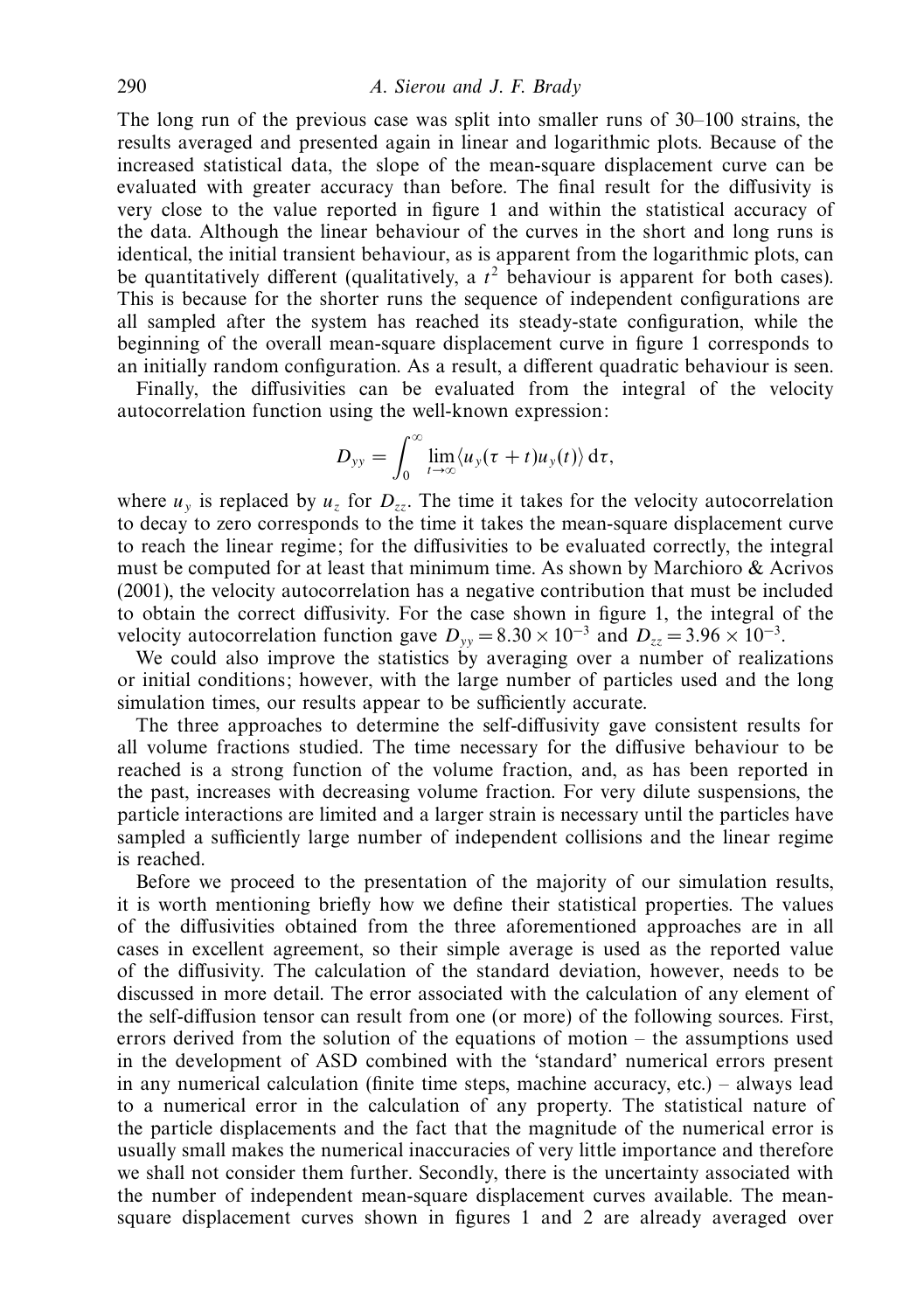The long run of the previous case was split into smaller runs of 30–100 strains, the results averaged and presented again in linear and logarithmic plots. Because of the increased statistical data, the slope of the mean-square displacement curve can be evaluated with greater accuracy than before. The final result for the diffusivity is very close to the value reported in figure 1 and within the statistical accuracy of the data. Although the linear behaviour of the curves in the short and long runs is identical, the initial transient behaviour, as is apparent from the logarithmic plots, can be quantitatively different (qualitatively, a $t^2$ behaviour is apparent for both cases). This is because for the shorter runs the sequence of independent configurations are all sampled after the system has reached its steady-state configuration, while the beginning of the overall mean-square displacement curve in figure 1 corresponds to an initially random configuration. As a result, a different quadratic behaviour is seen.

Finally, the diffusivities can be evaluated from the integral of the velocity autocorrelation function using the well-known expression:

$$D_{yy} = \int_0^\infty \lim_{t \to \infty} \langle u_y(\tau + t) u_y(t) \rangle \, d\tau,$$

where $u_y$ is replaced by $u_z$ for $D_{zz}$. The time it takes for the velocity autocorrelation to decay to zero corresponds to the time it takes the mean-square displacement curve to reach the linear regime; for the diffusivities to be evaluated correctly, the integral must be computed for at least that minimum time. As shown by Marchioro & Acrivos (2001), the velocity autocorrelation has a negative contribution that must be included to obtain the correct diffusivity. For the case shown in figure 1, the integral of the velocity autocorrelation function gave $D_{yy} = 8.30 \times 10^{-3}$ and $D_{zz} = 3.96 \times 10^{-3}$.

We could also improve the statistics by averaging over a number of realizations or initial conditions; however, with the large number of particles used and the long simulation times, our results appear to be sufficiently accurate.

The three approaches to determine the self-diffusivity gave consistent results for all volume fractions studied. The time necessary for the diffusive behaviour to be reached is a strong function of the volume fraction, and, as has been reported in the past, increases with decreasing volume fraction. For very dilute suspensions, the particle interactions are limited and a larger strain is necessary until the particles have sampled a sufficiently large number of independent collisions and the linear regime is reached.

Before we proceed to the presentation of the majority of our simulation results, it is worth mentioning briefly how we define their statistical properties. The values of the diffusivities obtained from the three aforementioned approaches are in all cases in excellent agreement, so their simple average is used as the reported value of the diffusivity. The calculation of the standard deviation, however, needs to be discussed in more detail. The error associated with the calculation of any element of the self-diffusion tensor can result from one (or more) of the following sources. First, errors derived from the solution of the equations of motion – the assumptions used in the development of ASD combined with the 'standard' numerical errors present in any numerical calculation (finite time steps, machine accuracy, etc.) – always lead to a numerical error in the calculation of any property. The statistical nature of the particle displacements and the fact that the magnitude of the numerical error is usually small makes the numerical inaccuracies of very little importance and therefore we shall not consider them further. Secondly, there is the uncertainty associated with the number of independent mean-square displacement curves available. The mean-square displacement curves shown in figures 1 and 2 are already averaged over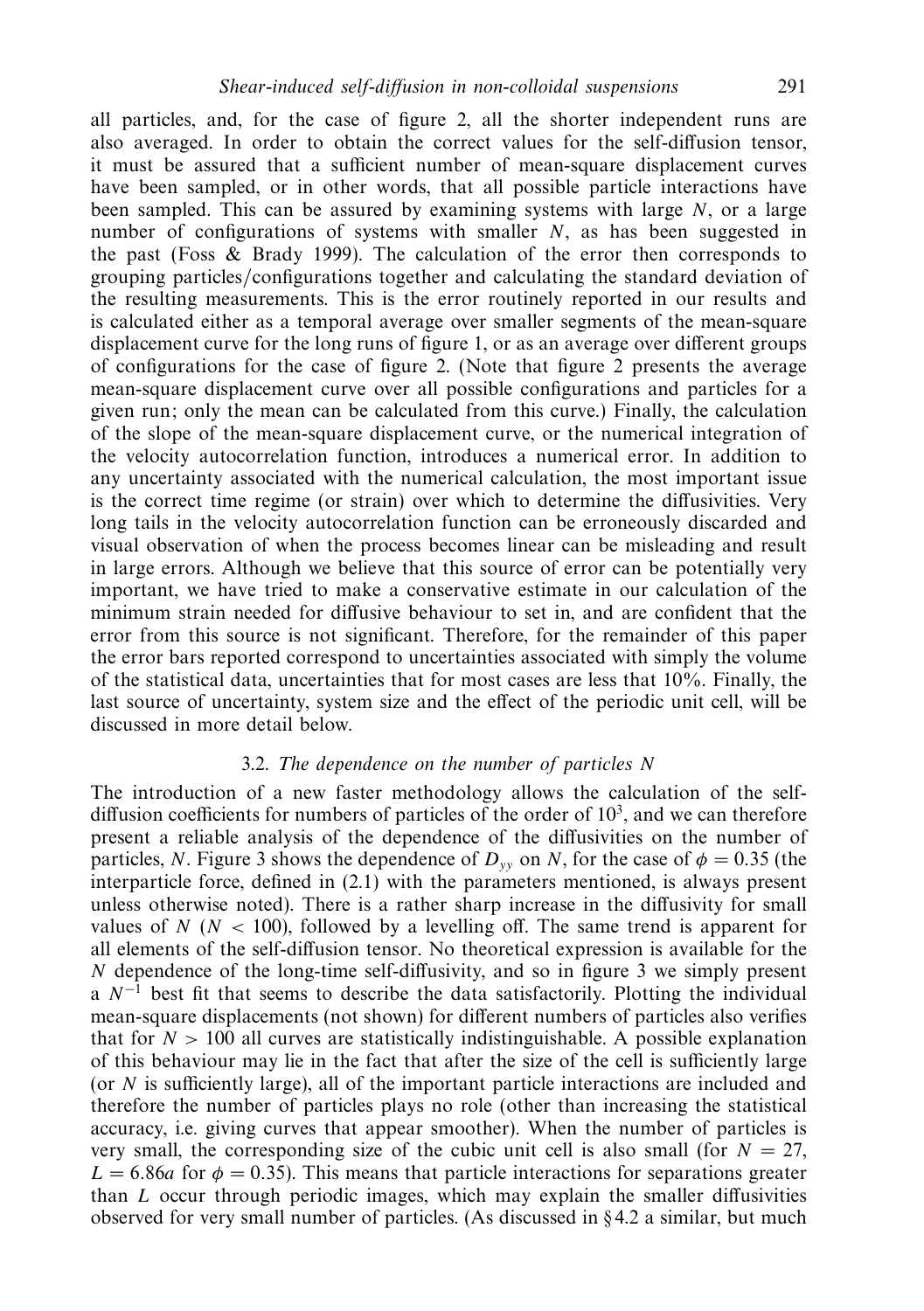all particles, and, for the case of figure 2, all the shorter independent runs are also averaged. In order to obtain the correct values for the self-diffusion tensor, it must be assured that a sufficient number of mean-square displacement curves have been sampled, or in other words, that all possible particle interactions have been sampled. This can be assured by examining systems with large $N$, or a large number of configurations of systems with smaller $N$, as has been suggested in the past (Foss & Brady 1999). The calculation of the error then corresponds to grouping particles/configurations together and calculating the standard deviation of the resulting measurements. This is the error routinely reported in our results and is calculated either as a temporal average over smaller segments of the mean-square displacement curve for the long runs of figure 1, or as an average over different groups of configurations for the case of figure 2. (Note that figure 2 presents the average mean-square displacement curve over all possible configurations and particles for a given run; only the mean can be calculated from this curve.) Finally, the calculation of the slope of the mean-square displacement curve, or the numerical integration of the velocity autocorrelation function, introduces a numerical error. In addition to any uncertainty associated with the numerical calculation, the most important issue is the correct time regime (or strain) over which to determine the diffusivities. Very long tails in the velocity autocorrelation function can be erroneously discarded and visual observation of when the process becomes linear can be misleading and result in large errors. Although we believe that this source of error can be potentially very important, we have tried to make a conservative estimate in our calculation of the minimum strain needed for diffusive behaviour to set in, and are confident that the error from this source is not significant. Therefore, for the remainder of this paper the error bars reported correspond to uncertainties associated with simply the volume of the statistical data, uncertainties that for most cases are less that 10%. Finally, the last source of uncertainty, system size and the effect of the periodic unit cell, will be discussed in more detail below.

### 3.2. *The dependence on the number of particles N*

The introduction of a new faster methodology allows the calculation of the self-diffusion coefficients for numbers of particles of the order of $10^3$, and we can therefore present a reliable analysis of the dependence of the diffusivities on the number of particles, $N$. Figure 3 shows the dependence of $D_{yy}$ on $N$, for the case of $\phi = 0.35$ (the interparticle force, defined in (2.1) with the parameters mentioned, is always present unless otherwise noted). There is a rather sharp increase in the diffusivity for small values of $N$ ($N < 100$), followed by a levelling off. The same trend is apparent for all elements of the self-diffusion tensor. No theoretical expression is available for the $N$ dependence of the long-time self-diffusivity, and so in figure 3 we simply present a $N^{-1}$ best fit that seems to describe the data satisfactorily. Plotting the individual mean-square displacements (not shown) for different numbers of particles also verifies that for $N > 100$ all curves are statistically indistinguishable. A possible explanation of this behaviour may lie in the fact that after the size of the cell is sufficiently large (or $N$ is sufficiently large), all of the important particle interactions are included and therefore the number of particles plays no role (other than increasing the statistical accuracy, i.e. giving curves that appear smoother). When the number of particles is very small, the corresponding size of the cubic unit cell is also small (for $N = 27$, $L = 6.86a$ for $\phi = 0.35$). This means that particle interactions for separations greater than $L$ occur through periodic images, which may explain the smaller diffusivities observed for very small number of particles. (As discussed in §4.2 a similar, but much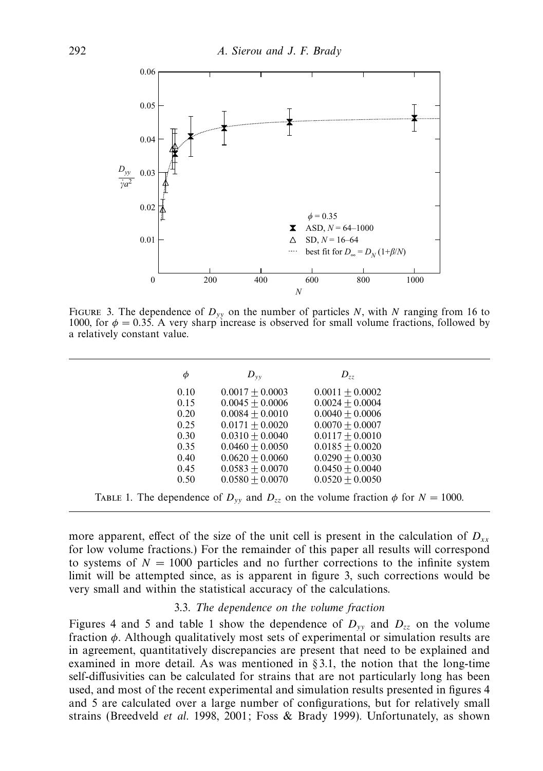FIGURE 3. The dependence of $D_{yy}$ on the number of particles $N$, with $N$ ranging from 16 to 1000, for $\phi = 0.35$. A very sharp increase is observed for small volume fractions, followed by a relatively constant value.

| $\phi$ | $D_{yy}$ | $D_{zz}$ |
|---|---|---|
| 0.10 | $0.0017 \pm 0.0003$ | $0.0011 \pm 0.0002$ |
| 0.15 | $0.0045 \pm 0.0006$ | $0.0024 \pm 0.0004$ |
| 0.20 | $0.0084 \pm 0.0010$ | $0.0040 \pm 0.0006$ |
| 0.25 | $0.0171 \pm 0.0020$ | $0.0070 \pm 0.0007$ |
| 0.30 | $0.0310 \pm 0.0040$ | $0.0117 \pm 0.0010$ |
| 0.35 | $0.0460 \pm 0.0050$ | $0.0185 \pm 0.0020$ |
| 0.40 | $0.0620 \pm 0.0060$ | $0.0290 \pm 0.0030$ |
| 0.45 | $0.0583 \pm 0.0070$ | $0.0450 \pm 0.0040$ |
| 0.50 | $0.0580 \pm 0.0070$ | $0.0520 \pm 0.0050$ |

TABLE 1. The dependence of $D_{yy}$ and $D_{zz}$ on the volume fraction $\phi$ for $N = 1000$.

more apparent, effect of the size of the unit cell is present in the calculation of $D_{xx}$ for low volume fractions.) For the remainder of this paper all results will correspond to systems of $N = 1000$ particles and no further corrections to the infinite system limit will be attempted since, as is apparent in figure 3, such corrections would be very small and within the statistical accuracy of the calculations.

### 3.3. *The dependence on the volume fraction*

Figures 4 and 5 and table 1 show the dependence of $D_{yy}$ and $D_{zz}$ on the volume fraction $\phi$. Although qualitatively most sets of experimental or simulation results are in agreement, quantitatively discrepancies are present that need to be explained and examined in more detail. As was mentioned in § 3.1, the notion that the long-time self-diffusivities can be calculated for strains that are not particularly long has been used, and most of the recent experimental and simulation results presented in figures 4 and 5 are calculated over a large number of configurations, but for relatively small strains (Breedveld *et al.* 1998, 2001; Foss & Brady 1999). Unfortunately, as shown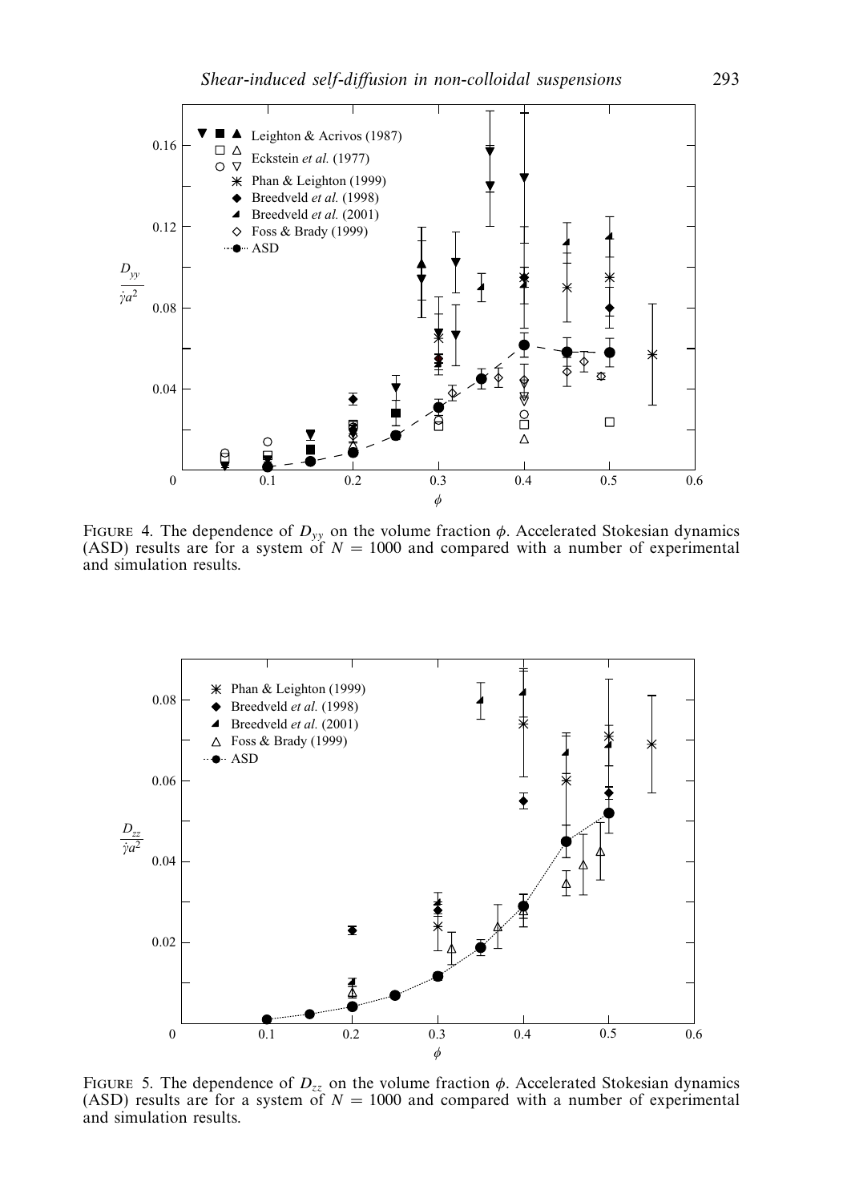FIGURE 4. The dependence of $D_{yy}$ on the volume fraction $\phi$. Accelerated Stokesian dynamics (ASD) results are for a system of $N = 1000$ and compared with a number of experimental and simulation results.

FIGURE 5. The dependence of $D_{zz}$ on the volume fraction $\phi$. Accelerated Stokesian dynamics (ASD) results are for a system of $N = 1000$ and compared with a number of experimental and simulation results.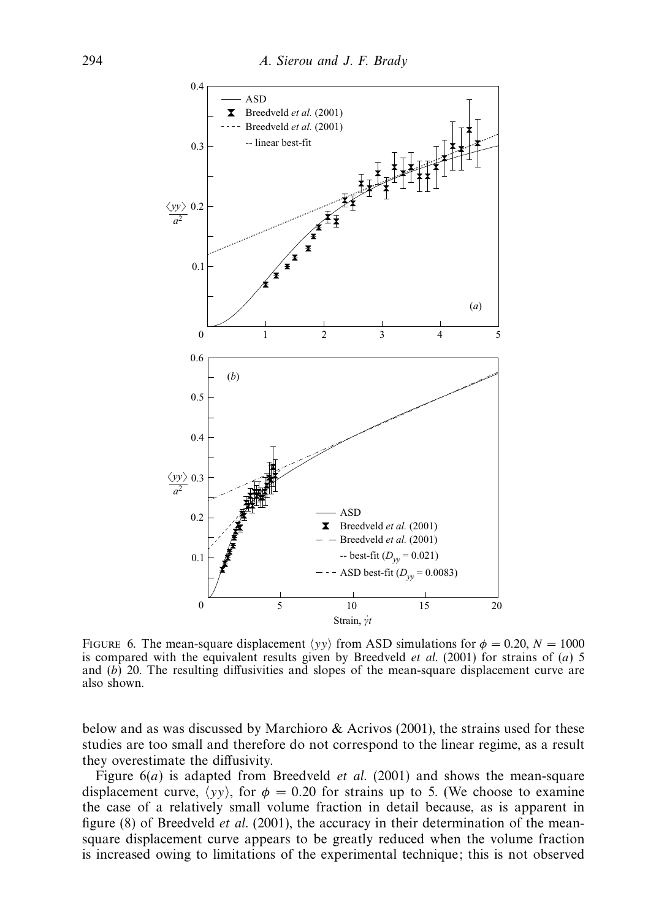FIGURE 6. The mean-square displacement $\langle yy \rangle$ from ASD simulations for $\phi = 0.20$, $N = 1000$ is compared with the equivalent results given by Breedveld *et al.* (2001) for strains of (*a*) 5 and (*b*) 20. The resulting diffusivities and slopes of the mean-square displacement curve are also shown.

below and as was discussed by Marchioro & Acrivos (2001), the strains used for these studies are too small and therefore do not correspond to the linear regime, as a result they overestimate the diffusivity.

Figure 6(*a*) is adapted from Breedveld *et al.* (2001) and shows the mean-square displacement curve, $\langle yy \rangle$, for $\phi = 0.20$ for strains up to 5. (We choose to examine the case of a relatively small volume fraction in detail because, as is apparent in figure (8) of Breedveld *et al.* (2001), the accuracy in their determination of the mean-square displacement curve appears to be greatly reduced when the volume fraction is increased owing to limitations of the experimental technique; this is not observed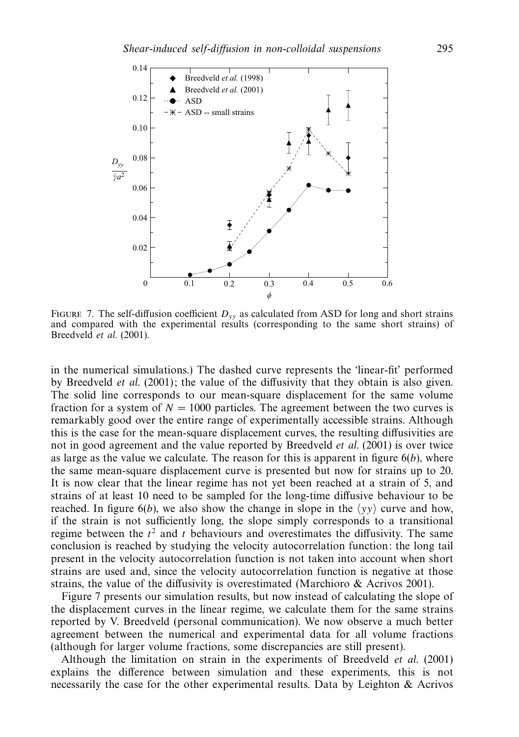FIGURE 7. The self-diffusion coefficient $D_{yy}$ as calculated from ASD for long and short strains and compared with the experimental results (corresponding to the same short strains) of Breedveld *et al.* (2001).

in the numerical simulations.) The dashed curve represents the 'linear-fit' performed by Breedveld *et al.* (2001); the value of the diffusivity that they obtain is also given. The solid line corresponds to our mean-square displacement for the same volume fraction for a system of $N = 1000$ particles. The agreement between the two curves is remarkably good over the entire range of experimentally accessible strains. Although this is the case for the mean-square displacement curves, the resulting diffusivities are not in good agreement and the value reported by Breedveld *et al.* (2001) is over twice as large as the value we calculate. The reason for this is apparent in figure 6(*b*), where the same mean-square displacement curve is presented but now for strains up to 20. It is now clear that the linear regime has not yet been reached at a strain of 5, and strains of at least 10 need to be sampled for the long-time diffusive behaviour to be reached. In figure 6(*b*), we also show the change in slope in the $\langle yy \rangle$ curve and how, if the strain is not sufficiently long, the slope simply corresponds to a transitional regime between the $t^2$ and $t$ behaviours and overestimates the diffusivity. The same conclusion is reached by studying the velocity autocorrelation function: the long tail present in the velocity autocorrelation function is not taken into account when short strains are used and, since the velocity autocorrelation function is negative at those strains, the value of the diffusivity is overestimated (Marchioro & Acrivos 2001).

Figure 7 presents our simulation results, but now instead of calculating the slope of the displacement curves in the linear regime, we calculate them for the same strains reported by V. Breedveld (personal communication). We now observe a much better agreement between the numerical and experimental data for all volume fractions (although for larger volume fractions, some discrepancies are still present).

Although the limitation on strain in the experiments of Breedveld *et al.* (2001) explains the difference between simulation and these experiments, this is not necessarily the case for the other experimental results. Data by Leighton & Acrivos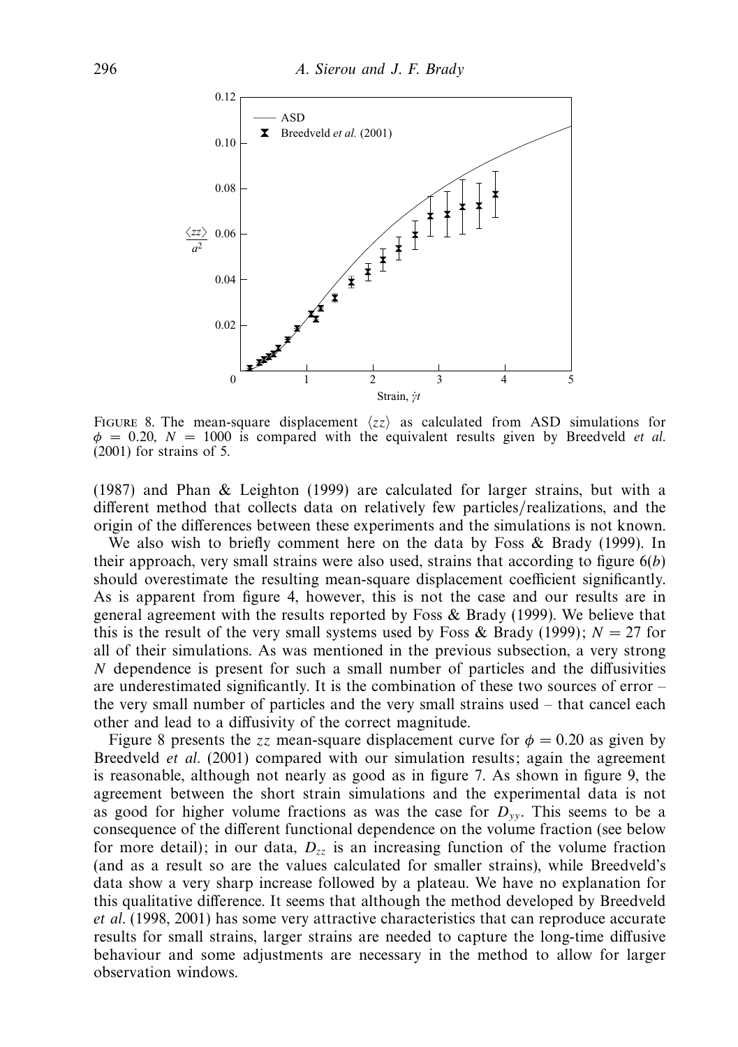FIGURE 8. The mean-square displacement $\langle zz \rangle$ as calculated from ASD simulations for $\phi = 0.20$, $N = 1000$ is compared with the equivalent results given by Breedveld *et al.* (2001) for strains of 5.

(1987) and Phan & Leighton (1999) are calculated for larger strains, but with a different method that collects data on relatively few particles/realizations, and the origin of the differences between these experiments and the simulations is not known.

We also wish to briefly comment here on the data by Foss & Brady (1999). In their approach, very small strains were also used, strains that according to figure 6(*b*) should overestimate the resulting mean-square displacement coefficient significantly. As is apparent from figure 4, however, this is not the case and our results are in general agreement with the results reported by Foss & Brady (1999). We believe that this is the result of the very small systems used by Foss & Brady (1999); $N = 27$ for all of their simulations. As was mentioned in the previous subsection, a very strong $N$ dependence is present for such a small number of particles and the diffusivities are underestimated significantly. It is the combination of these two sources of error – the very small number of particles and the very small strains used – that cancel each other and lead to a diffusivity of the correct magnitude.

Figure 8 presents the $zz$ mean-square displacement curve for $\phi = 0.20$ as given by Breedveld *et al.* (2001) compared with our simulation results; again the agreement is reasonable, although not nearly as good as in figure 7. As shown in figure 9, the agreement between the short strain simulations and the experimental data is not as good for higher volume fractions as was the case for $D_{yy}$. This seems to be a consequence of the different functional dependence on the volume fraction (see below for more detail); in our data, $D_{zz}$ is an increasing function of the volume fraction (and as a result so are the values calculated for smaller strains), while Breedveld's data show a very sharp increase followed by a plateau. We have no explanation for this qualitative difference. It seems that although the method developed by Breedveld *et al.* (1998, 2001) has some very attractive characteristics that can reproduce accurate results for small strains, larger strains are needed to capture the long-time diffusive behaviour and some adjustments are necessary in the method to allow for larger observation windows.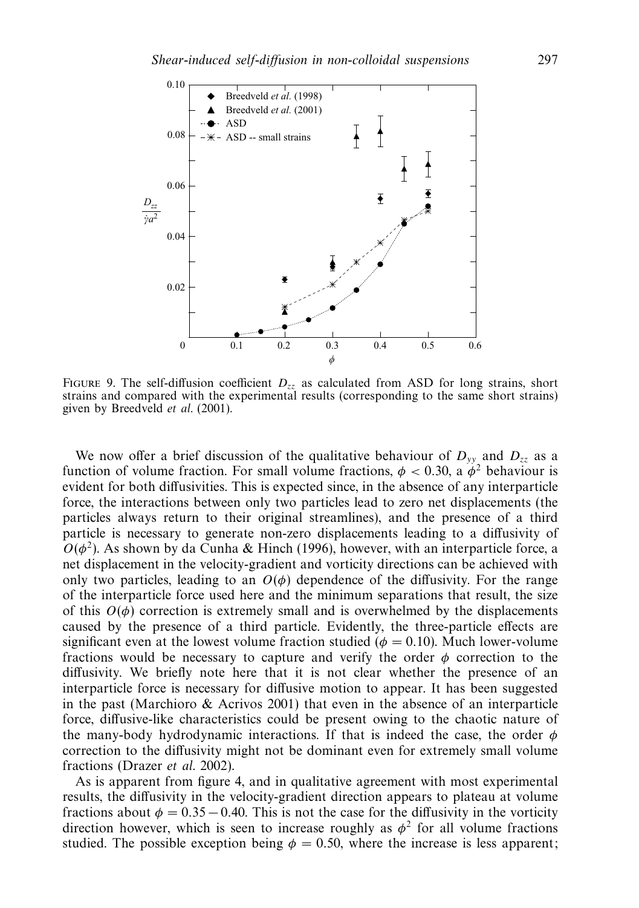FIGURE 9. The self-diffusion coefficient $D_{zz}$ as calculated from ASD for long strains, short strains and compared with the experimental results (corresponding to the same short strains) given by Breedveld *et al.* (2001).

We now offer a brief discussion of the qualitative behaviour of $D_{yy}$ and $D_{zz}$ as a function of volume fraction. For small volume fractions, $\phi < 0.30$, a $\phi^2$ behaviour is evident for both diffusivities. This is expected since, in the absence of any interparticle force, the interactions between only two particles lead to zero net displacements (the particles always return to their original streamlines), and the presence of a third particle is necessary to generate non-zero displacements leading to a diffusivity of $O(\phi^2)$. As shown by da Cunha & Hinch (1996), however, with an interparticle force, a net displacement in the velocity-gradient and vorticity directions can be achieved with only two particles, leading to an $O(\phi)$ dependence of the diffusivity. For the range of the interparticle force used here and the minimum separations that result, the size of this $O(\phi)$ correction is extremely small and is overwhelmed by the displacements caused by the presence of a third particle. Evidently, the three-particle effects are significant even at the lowest volume fraction studied ($\phi = 0.10$). Much lower-volume fractions would be necessary to capture and verify the order $\phi$ correction to the diffusivity. We briefly note here that it is not clear whether the presence of an interparticle force is necessary for diffusive motion to appear. It has been suggested in the past (Marchioro & Acrivos 2001) that even in the absence of an interparticle force, diffusive-like characteristics could be present owing to the chaotic nature of the many-body hydrodynamic interactions. If that is indeed the case, the order $\phi$ correction to the diffusivity might not be dominant even for extremely small volume fractions (Drazer *et al.* 2002).

As is apparent from figure 4, and in qualitative agreement with most experimental results, the diffusivity in the velocity-gradient direction appears to plateau at volume fractions about $\phi = 0.35 - 0.40$. This is not the case for the diffusivity in the vorticity direction however, which is seen to increase roughly as $\phi^2$ for all volume fractions studied. The possible exception being $\phi = 0.50$, where the increase is less apparent;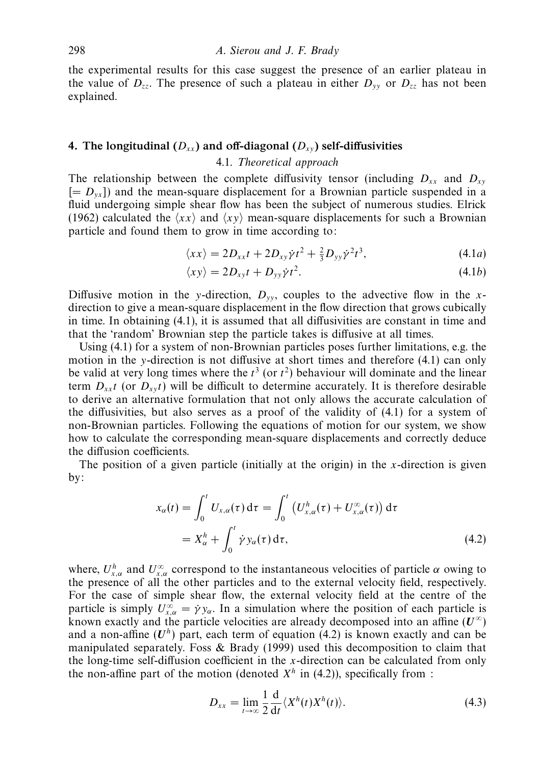the experimental results for this case suggest the presence of an earlier plateau in the value of $D_{zz}$. The presence of such a plateau in either $D_{yy}$ or $D_{zz}$ has not been explained.

## 4. The longitudinal ($D_{xx}$) and off-diagonal ($D_{xy}$) self-diffusivities

### 4.1. *Theoretical approach*

The relationship between the complete diffusivity tensor (including $D_{xx}$ and $D_{xy}$ [$= D_{yx}$]) and the mean-square displacement for a Brownian particle suspended in a fluid undergoing simple shear flow has been the subject of numerous studies. Elrick (1962) calculated the $\langle xx \rangle$ and $\langle xy \rangle$ mean-square displacements for such a Brownian particle and found them to grow in time according to:

$$\langle xx \rangle = 2D_{xx}t + 2D_{xy}\dot{\gamma}t^2 + \tfrac{2}{3}D_{yy}\dot{\gamma}^2 t^3, \tag{4.1a}$$

$$\langle xy \rangle = 2D_{xy}t + D_{yy}\dot{\gamma}t^2. \tag{4.1b}$$

Diffusive motion in the $y$-direction, $D_{yy}$, couples to the advective flow in the $x$-direction to give a mean-square displacement in the flow direction that grows cubically in time. In obtaining (4.1), it is assumed that all diffusivities are constant in time and that the 'random' Brownian step the particle takes is diffusive at all times.

Using (4.1) for a system of non-Brownian particles poses further limitations, e.g. the motion in the $y$-direction is not diffusive at short times and therefore (4.1) can only be valid at very long times where the $t^3$ (or $t^2$) behaviour will dominate and the linear term $D_{xx}t$ (or $D_{xy}t$) will be difficult to determine accurately. It is therefore desirable to derive an alternative formulation that not only allows the accurate calculation of the diffusivities, but also serves as a proof of the validity of (4.1) for a system of non-Brownian particles. Following the equations of motion for our system, we show how to calculate the corresponding mean-square displacements and correctly deduce the diffusion coefficients.

The position of a given particle (initially at the origin) in the $x$-direction is given by:

$$\begin{aligned} x_\alpha(t) &= \int_0^t U_{x,\alpha}(\tau)\,\mathrm{d}\tau = \int_0^t \left(U^h_{x,\alpha}(\tau) + U^\infty_{x,\alpha}(\tau)\right)\mathrm{d}\tau \\ &= X^h_\alpha + \int_0^t \dot{\gamma}\,y_\alpha(\tau)\,\mathrm{d}\tau, \end{aligned} \tag{4.2}$$

where, $U^h_{x,\alpha}$ and $U^\infty_{x,\alpha}$ correspond to the instantaneous velocities of particle $\alpha$ owing to the presence of all the other particles and to the external velocity field, respectively. For the case of simple shear flow, the external velocity field at the centre of the particle is simply $U^\infty_{x,\alpha} = \dot{\gamma}y_\alpha$. In a simulation where the position of each particle is known exactly and the particle velocities are already decomposed into an affine ($\boldsymbol{U}^\infty$) and a non-affine ($\boldsymbol{U}^h$) part, each term of equation (4.2) is known exactly and can be manipulated separately. Foss & Brady (1999) used this decomposition to claim that the long-time self-diffusion coefficient in the $x$-direction can be calculated from only the non-affine part of the motion (denoted $X^h$ in (4.2)), specifically from :

$$D_{xx} = \lim_{t\to\infty} \frac{1}{2}\frac{\mathrm{d}}{\mathrm{d}t}\langle X^h(t)X^h(t)\rangle. \tag{4.3}$$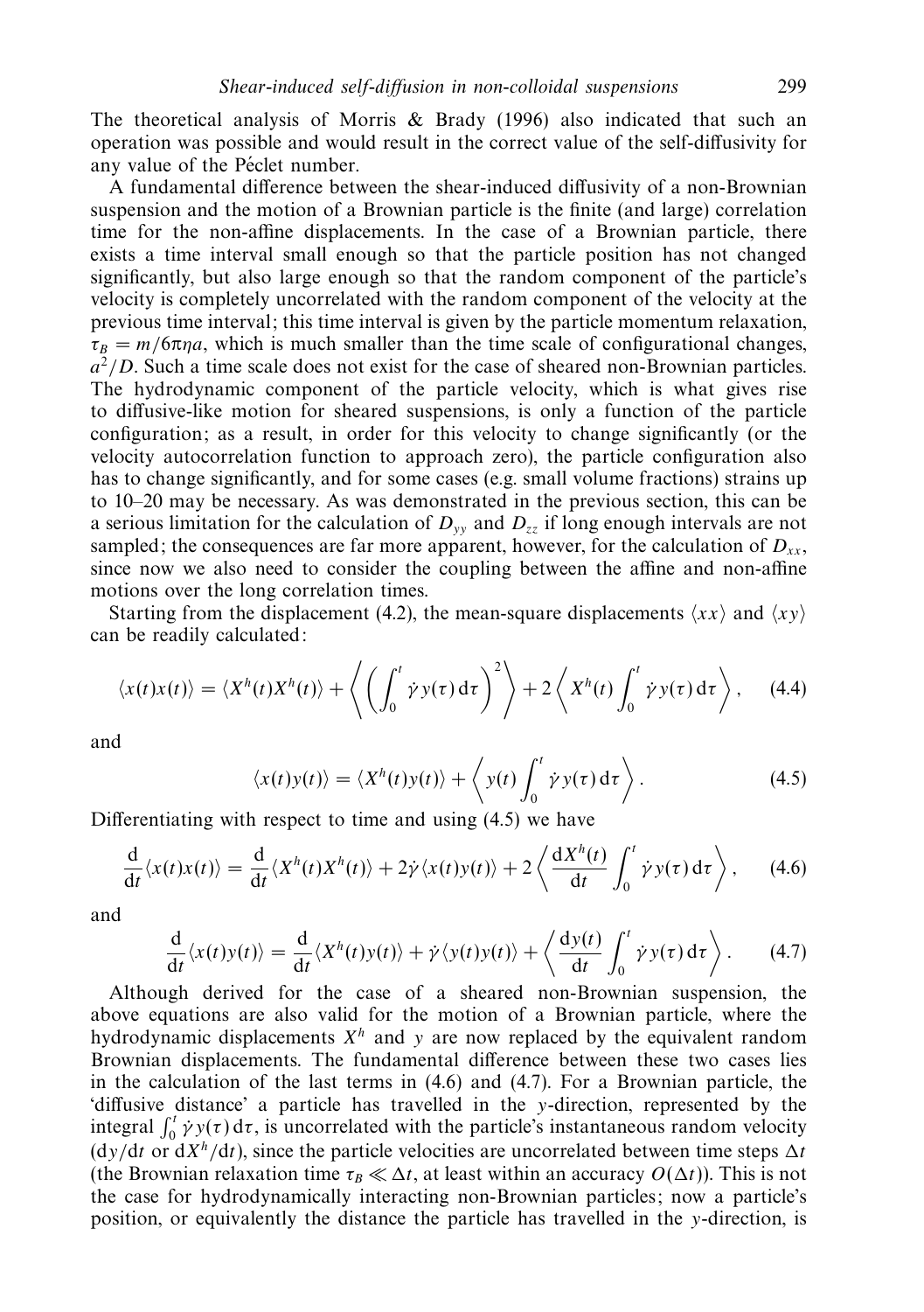The theoretical analysis of Morris & Brady (1996) also indicated that such an operation was possible and would result in the correct value of the self-diffusivity for any value of the Péclet number.

A fundamental difference between the shear-induced diffusivity of a non-Brownian suspension and the motion of a Brownian particle is the finite (and large) correlation time for the non-affine displacements. In the case of a Brownian particle, there exists a time interval small enough so that the particle position has not changed significantly, but also large enough so that the random component of the particle's velocity is completely uncorrelated with the random component of the velocity at the previous time interval; this time interval is given by the particle momentum relaxation, $\tau_B = m/6\pi\eta a$, which is much smaller than the time scale of configurational changes, $a^2/D$. Such a time scale does not exist for the case of sheared non-Brownian particles. The hydrodynamic component of the particle velocity, which is what gives rise to diffusive-like motion for sheared suspensions, is only a function of the particle configuration; as a result, in order for this velocity to change significantly (or the velocity autocorrelation function to approach zero), the particle configuration also has to change significantly, and for some cases (e.g. small volume fractions) strains up to 10–20 may be necessary. As was demonstrated in the previous section, this can be a serious limitation for the calculation of $D_{yy}$ and $D_{zz}$ if long enough intervals are not sampled; the consequences are far more apparent, however, for the calculation of $D_{xx}$, since now we also need to consider the coupling between the affine and non-affine motions over the long correlation times.

Starting from the displacement (4.2), the mean-square displacements $\langle xx \rangle$ and $\langle xy \rangle$ can be readily calculated:

$$\langle x(t)x(t)\rangle = \langle X^h(t)X^h(t)\rangle + \left\langle \left( \int_0^t \dot{\gamma} y(\tau)\, \mathrm{d}\tau \right)^2 \right\rangle + 2\left\langle X^h(t) \int_0^t \dot{\gamma} y(\tau)\, \mathrm{d}\tau \right\rangle, \quad (4.4)$$

and

$$\langle x(t)y(t)\rangle = \langle X^h(t)y(t)\rangle + \left\langle y(t) \int_0^t \dot{\gamma} y(\tau)\, \mathrm{d}\tau \right\rangle. \quad (4.5)$$

Differentiating with respect to time and using (4.5) we have

$$\frac{\mathrm{d}}{\mathrm{d}t}\langle x(t)x(t)\rangle = \frac{\mathrm{d}}{\mathrm{d}t}\langle X^h(t)X^h(t)\rangle + 2\dot{\gamma}\langle x(t)y(t)\rangle + 2\left\langle \frac{\mathrm{d}X^h(t)}{\mathrm{d}t} \int_0^t \dot{\gamma} y(\tau)\, \mathrm{d}\tau \right\rangle, \quad (4.6)$$

and

$$\frac{\mathrm{d}}{\mathrm{d}t}\langle x(t)y(t)\rangle = \frac{\mathrm{d}}{\mathrm{d}t}\langle X^h(t)y(t)\rangle + \dot{\gamma}\langle y(t)y(t)\rangle + \left\langle \frac{\mathrm{d}y(t)}{\mathrm{d}t} \int_0^t \dot{\gamma} y(\tau)\, \mathrm{d}\tau \right\rangle. \quad (4.7)$$

Although derived for the case of a sheared non-Brownian suspension, the above equations are also valid for the motion of a Brownian particle, where the hydrodynamic displacements $X^h$ and $y$ are now replaced by the equivalent random Brownian displacements. The fundamental difference between these two cases lies in the calculation of the last terms in (4.6) and (4.7). For a Brownian particle, the 'diffusive distance' a particle has travelled in the $y$-direction, represented by the integral $\int_0^t \dot{\gamma} y(\tau)\, \mathrm{d}\tau$, is uncorrelated with the particle's instantaneous random velocity ($\mathrm{d}y/\mathrm{d}t$ or $\mathrm{d}X^h/\mathrm{d}t$), since the particle velocities are uncorrelated between time steps $\Delta t$ (the Brownian relaxation time $\tau_B \ll \Delta t$, at least within an accuracy $O(\Delta t)$). This is not the case for hydrodynamically interacting non-Brownian particles; now a particle's position, or equivalently the distance the particle has travelled in the $y$-direction, is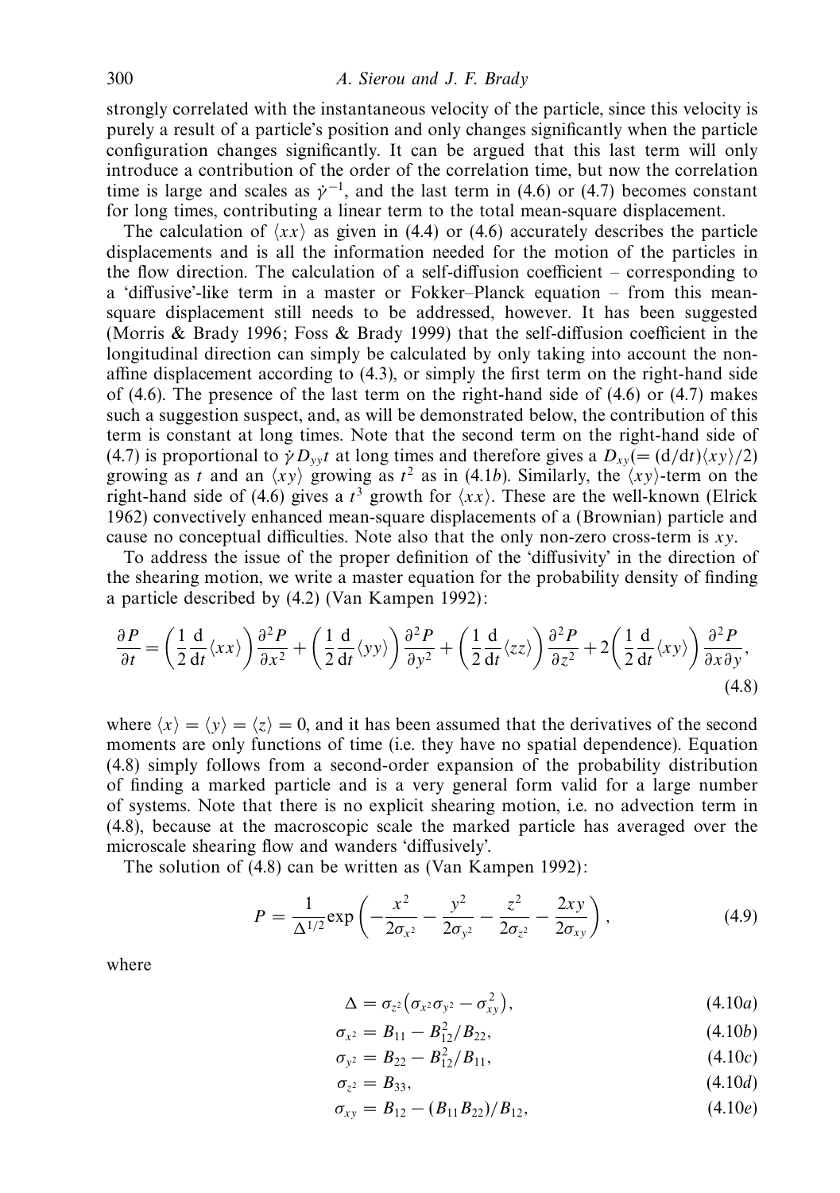strongly correlated with the instantaneous velocity of the particle, since this velocity is purely a result of a particle's position and only changes significantly when the particle configuration changes significantly. It can be argued that this last term will only introduce a contribution of the order of the correlation time, but now the correlation time is large and scales as $\dot{\gamma}^{-1}$, and the last term in (4.6) or (4.7) becomes constant for long times, contributing a linear term to the total mean-square displacement.

The calculation of $\langle xx \rangle$ as given in (4.4) or (4.6) accurately describes the particle displacements and is all the information needed for the motion of the particles in the flow direction. The calculation of a self-diffusion coefficient – corresponding to a 'diffusive'-like term in a master or Fokker–Planck equation – from this mean-square displacement still needs to be addressed, however. It has been suggested (Morris & Brady 1996; Foss & Brady 1999) that the self-diffusion coefficient in the longitudinal direction can simply be calculated by only taking into account the non-affine displacement according to (4.3), or simply the first term on the right-hand side of (4.6). The presence of the last term on the right-hand side of (4.6) or (4.7) makes such a suggestion suspect, and, as will be demonstrated below, the contribution of this term is constant at long times. Note that the second term on the right-hand side of (4.7) is proportional to $\dot{\gamma} D_{yy} t$ at long times and therefore gives a $D_{xy} (= (\mathrm{d}/\mathrm{d}t)\langle xy \rangle /2)$ growing as $t$ and an $\langle xy \rangle$ growing as $t^2$ as in (4.1*b*). Similarly, the $\langle xy \rangle$-term on the right-hand side of (4.6) gives a $t^3$ growth for $\langle xx \rangle$. These are the well-known (Elrick 1962) convectively enhanced mean-square displacements of a (Brownian) particle and cause no conceptual difficulties. Note also that the only non-zero cross-term is $xy$.

To address the issue of the proper definition of the 'diffusivity' in the direction of the shearing motion, we write a master equation for the probability density of finding a particle described by (4.2) (Van Kampen 1992):

$$\frac{\partial P}{\partial t} = \left(\frac{1}{2}\frac{\mathrm{d}}{\mathrm{d}t}\langle xx \rangle\right)\frac{\partial^2 P}{\partial x^2} + \left(\frac{1}{2}\frac{\mathrm{d}}{\mathrm{d}t}\langle yy \rangle\right)\frac{\partial^2 P}{\partial y^2} + \left(\frac{1}{2}\frac{\mathrm{d}}{\mathrm{d}t}\langle zz \rangle\right)\frac{\partial^2 P}{\partial z^2} + 2\left(\frac{1}{2}\frac{\mathrm{d}}{\mathrm{d}t}\langle xy \rangle\right)\frac{\partial^2 P}{\partial x \partial y}, \tag{4.8}$$

where $\langle x \rangle = \langle y \rangle = \langle z \rangle = 0$, and it has been assumed that the derivatives of the second moments are only functions of time (i.e. they have no spatial dependence). Equation (4.8) simply follows from a second-order expansion of the probability distribution of finding a marked particle and is a very general form valid for a large number of systems. Note that there is no explicit shearing motion, i.e. no advection term in (4.8), because at the macroscopic scale the marked particle has averaged over the microscale shearing flow and wanders 'diffusively'.

The solution of (4.8) can be written as (Van Kampen 1992):

$$P = \frac{1}{\Delta^{1/2}} \exp\left(-\frac{x^2}{2\sigma_{x^2}} - \frac{y^2}{2\sigma_{y^2}} - \frac{z^2}{2\sigma_{z^2}} - \frac{2xy}{2\sigma_{xy}}\right), \tag{4.9}$$

where

$$\Delta = \sigma_{z^2}\left(\sigma_{x^2}\sigma_{y^2} - \sigma_{xy}^2\right), \tag{4.10a}$$

$$\sigma_{x^2} = B_{11} - B_{12}^2/B_{22}, \tag{4.10b}$$

$$\sigma_{y^2} = B_{22} - B_{12}^2/B_{11}, \tag{4.10c}$$

$$\sigma_{z^2} = B_{33}, \tag{4.10d}$$

$$\sigma_{xy} = B_{12} - (B_{11}B_{22})/B_{12}, \tag{4.10e}$$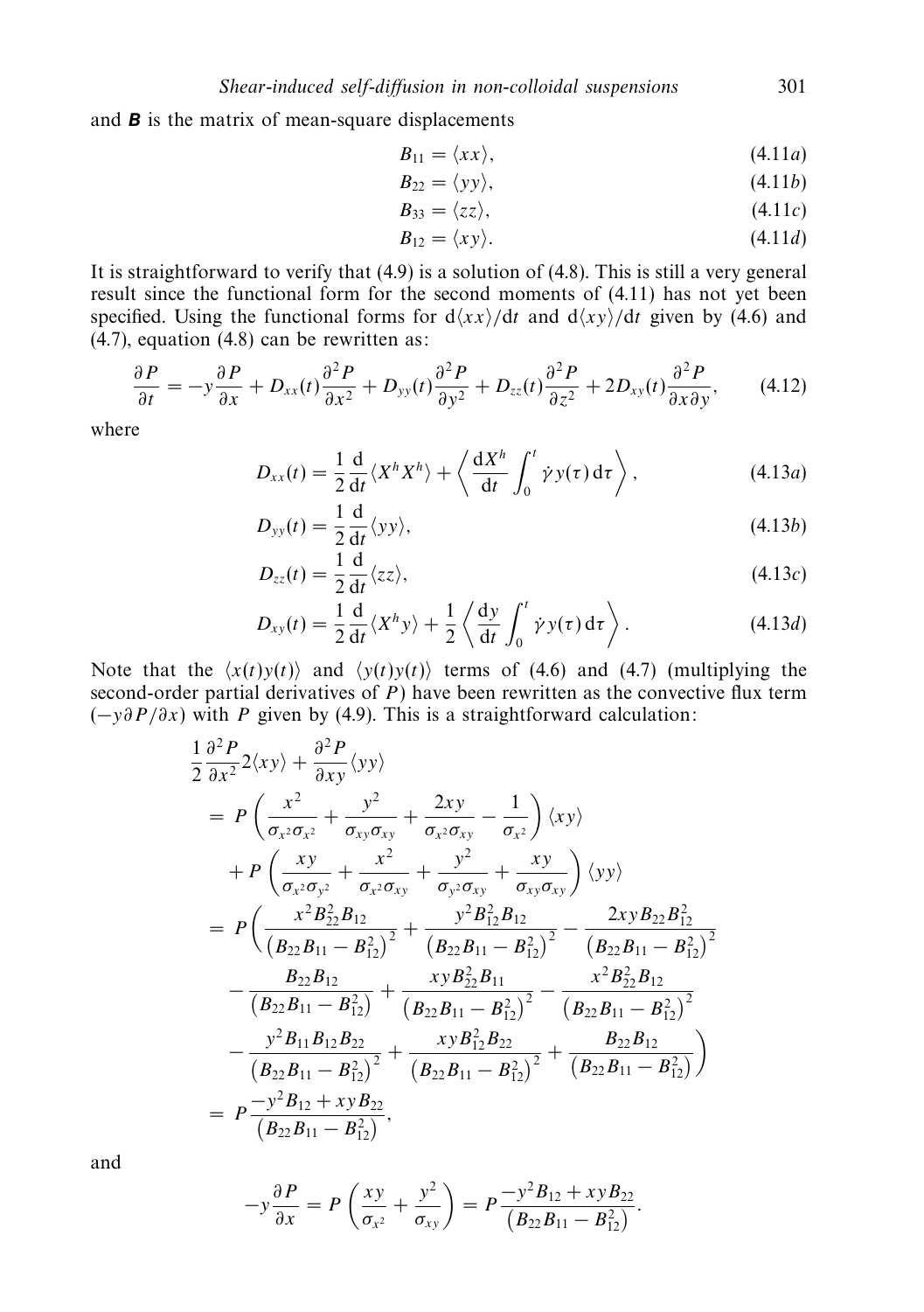and $\boldsymbol{B}$ is the matrix of mean-square displacements

$$B_{11} = \langle xx \rangle, \tag{4.11a}$$

$$B_{22} = \langle yy \rangle, \tag{4.11b}$$

$$B_{33} = \langle zz \rangle, \tag{4.11c}$$

$$B_{12} = \langle xy \rangle. \tag{4.11d}$$

It is straightforward to verify that (4.9) is a solution of (4.8). This is still a very general result since the functional form for the second moments of (4.11) has not yet been specified. Using the functional forms for $\mathrm{d}\langle xx \rangle/\mathrm{d}t$ and $\mathrm{d}\langle xy \rangle/\mathrm{d}t$ given by (4.6) and (4.7), equation (4.8) can be rewritten as:

$$\frac{\partial P}{\partial t} = -y\frac{\partial P}{\partial x} + D_{xx}(t)\frac{\partial^2 P}{\partial x^2} + D_{yy}(t)\frac{\partial^2 P}{\partial y^2} + D_{zz}(t)\frac{\partial^2 P}{\partial z^2} + 2D_{xy}(t)\frac{\partial^2 P}{\partial x \partial y}, \tag{4.12}$$

where

$$D_{xx}(t) = \frac{1}{2}\frac{\mathrm{d}}{\mathrm{d}t}\langle X^h X^h \rangle + \left\langle \frac{\mathrm{d}X^h}{\mathrm{d}t}\int_0^t \dot{\gamma}\, y(\tau)\,\mathrm{d}\tau \right\rangle, \tag{4.13a}$$

$$D_{yy}(t) = \frac{1}{2}\frac{\mathrm{d}}{\mathrm{d}t}\langle yy \rangle, \tag{4.13b}$$

$$D_{zz}(t) = \frac{1}{2}\frac{\mathrm{d}}{\mathrm{d}t}\langle zz \rangle, \tag{4.13c}$$

$$D_{xy}(t) = \frac{1}{2}\frac{\mathrm{d}}{\mathrm{d}t}\langle X^h y \rangle + \frac{1}{2}\left\langle \frac{\mathrm{d}y}{\mathrm{d}t}\int_0^t \dot{\gamma}\, y(\tau)\,\mathrm{d}\tau \right\rangle. \tag{4.13d}$$

Note that the $\langle x(t)y(t) \rangle$ and $\langle y(t)y(t) \rangle$ terms of (4.6) and (4.7) (multiplying the second-order partial derivatives of $P$) have been rewritten as the convective flux term $(-y\partial P/\partial x)$ with $P$ given by (4.9). This is a straightforward calculation:

$$\begin{aligned}
&\frac{1}{2}\frac{\partial^2 P}{\partial x^2}2\langle xy \rangle + \frac{\partial^2 P}{\partial xy}\langle yy \rangle \\
&= P\left(\frac{x^2}{\sigma_{x^2}\sigma_{x^2}} + \frac{y^2}{\sigma_{xy}\sigma_{xy}} + \frac{2xy}{\sigma_{x^2}\sigma_{xy}} - \frac{1}{\sigma_{x^2}}\right)\langle xy \rangle \\
&\quad + P\left(\frac{xy}{\sigma_{x^2}\sigma_{y^2}} + \frac{x^2}{\sigma_{x^2}\sigma_{xy}} + \frac{y^2}{\sigma_{y^2}\sigma_{xy}} + \frac{xy}{\sigma_{xy}\sigma_{xy}}\right)\langle yy \rangle \\
&= P\Bigg(\frac{x^2 B_{22}^2 B_{12}}{\left(B_{22}B_{11} - B_{12}^2\right)^2} + \frac{y^2 B_{12}^2 B_{12}}{\left(B_{22}B_{11} - B_{12}^2\right)^2} - \frac{2xy B_{22} B_{12}^2}{\left(B_{22}B_{11} - B_{12}^2\right)^2} \\
&\quad - \frac{B_{22}B_{12}}{\left(B_{22}B_{11} - B_{12}^2\right)} + \frac{xy B_{22}^2 B_{11}}{\left(B_{22}B_{11} - B_{12}^2\right)^2} - \frac{x^2 B_{22}^2 B_{12}}{\left(B_{22}B_{11} - B_{12}^2\right)^2} \\
&\quad - \frac{y^2 B_{11} B_{12} B_{22}}{\left(B_{22}B_{11} - B_{12}^2\right)^2} + \frac{xy B_{12}^2 B_{22}}{\left(B_{22}B_{11} - B_{12}^2\right)^2} + \frac{B_{22}B_{12}}{\left(B_{22}B_{11} - B_{12}^2\right)}\Bigg) \\
&= P\frac{-y^2 B_{12} + xy B_{22}}{\left(B_{22}B_{11} - B_{12}^2\right)},
\end{aligned}$$

and

$$-y\frac{\partial P}{\partial x} = P\left(\frac{xy}{\sigma_{x^2}} + \frac{y^2}{\sigma_{xy}}\right) = P\frac{-y^2 B_{12} + xy B_{22}}{\left(B_{22}B_{11} - B_{12}^2\right)}.$$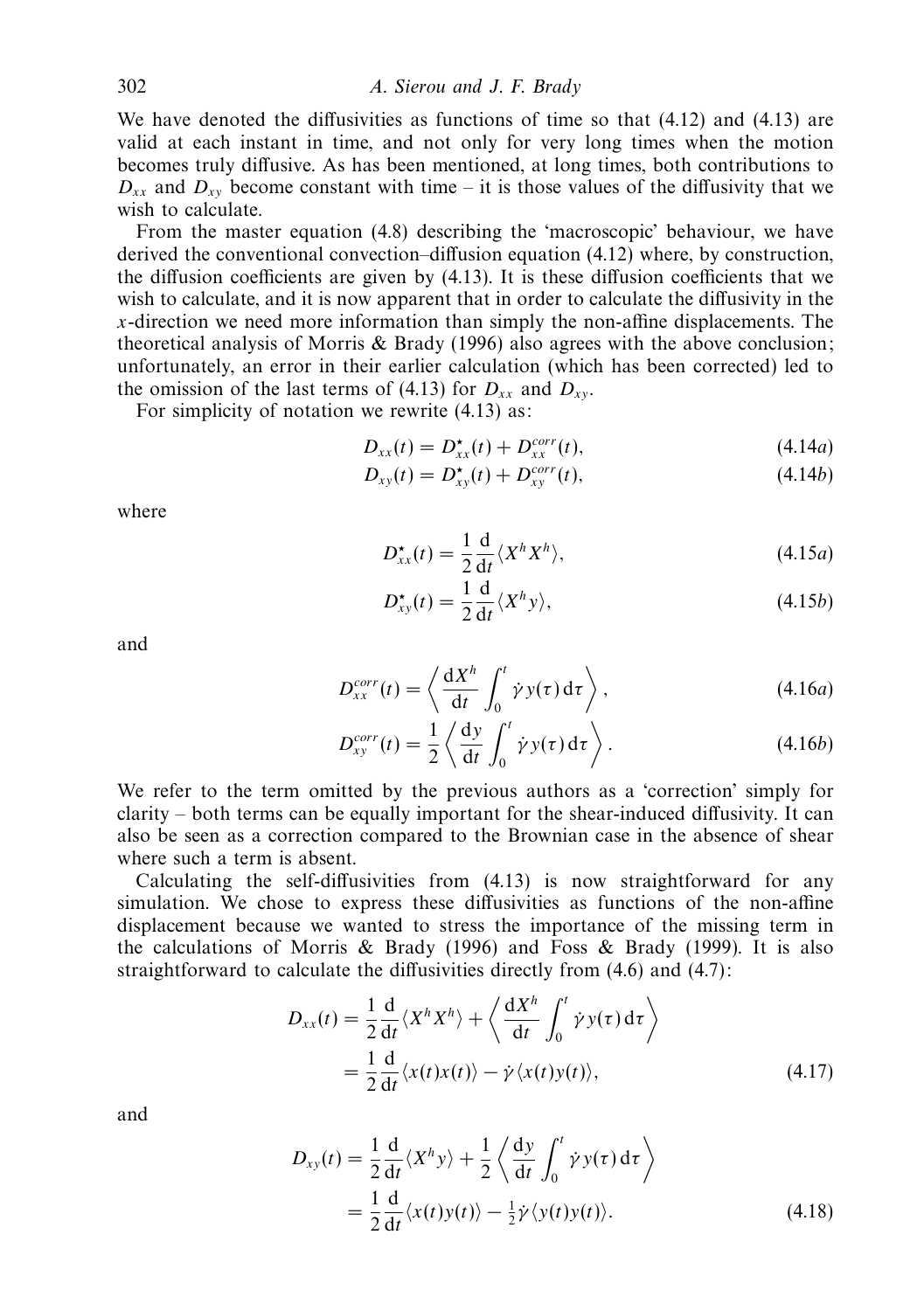We have denoted the diffusivities as functions of time so that (4.12) and (4.13) are valid at each instant in time, and not only for very long times when the motion becomes truly diffusive. As has been mentioned, at long times, both contributions to $D_{xx}$ and $D_{xy}$ become constant with time – it is those values of the diffusivity that we wish to calculate.

From the master equation (4.8) describing the 'macroscopic' behaviour, we have derived the conventional convection–diffusion equation (4.12) where, by construction, the diffusion coefficients are given by (4.13). It is these diffusion coefficients that we wish to calculate, and it is now apparent that in order to calculate the diffusivity in the $x$-direction we need more information than simply the non-affine displacements. The theoretical analysis of Morris & Brady (1996) also agrees with the above conclusion; unfortunately, an error in their earlier calculation (which has been corrected) led to the omission of the last terms of (4.13) for $D_{xx}$ and $D_{xy}$.

For simplicity of notation we rewrite (4.13) as:

$$D_{xx}(t) = D^{\star}_{xx}(t) + D^{corr}_{xx}(t), \tag{4.14a}$$

$$D_{xy}(t) = D^{\star}_{xy}(t) + D^{corr}_{xy}(t), \tag{4.14b}$$

where

$$D^{\star}_{xx}(t) = \frac{1}{2}\frac{\mathrm{d}}{\mathrm{d}t}\langle X^h X^h \rangle, \tag{4.15a}$$

$$D^{\star}_{xy}(t) = \frac{1}{2}\frac{\mathrm{d}}{\mathrm{d}t}\langle X^h y \rangle, \tag{4.15b}$$

and

$$D^{corr}_{xx}(t) = \left\langle \frac{\mathrm{d}X^h}{\mathrm{d}t} \int_0^t \dot{\gamma}\, y(\tau)\,\mathrm{d}\tau \right\rangle, \tag{4.16a}$$

$$D^{corr}_{xy}(t) = \frac{1}{2}\left\langle \frac{\mathrm{d}y}{\mathrm{d}t} \int_0^t \dot{\gamma}\, y(\tau)\,\mathrm{d}\tau \right\rangle. \tag{4.16b}$$

We refer to the term omitted by the previous authors as a 'correction' simply for clarity – both terms can be equally important for the shear-induced diffusivity. It can also be seen as a correction compared to the Brownian case in the absence of shear where such a term is absent.

Calculating the self-diffusivities from (4.13) is now straightforward for any simulation. We chose to express these diffusivities as functions of the non-affine displacement because we wanted to stress the importance of the missing term in the calculations of Morris & Brady (1996) and Foss & Brady (1999). It is also straightforward to calculate the diffusivities directly from (4.6) and (4.7):

$$\begin{aligned} D_{xx}(t) &= \frac{1}{2}\frac{\mathrm{d}}{\mathrm{d}t}\langle X^h X^h \rangle + \left\langle \frac{\mathrm{d}X^h}{\mathrm{d}t} \int_0^t \dot{\gamma}\, y(\tau)\,\mathrm{d}\tau \right\rangle \\ &= \frac{1}{2}\frac{\mathrm{d}}{\mathrm{d}t}\langle x(t)x(t) \rangle - \dot{\gamma}\langle x(t)y(t) \rangle, \end{aligned} \tag{4.17}$$

and

$$\begin{aligned} D_{xy}(t) &= \frac{1}{2}\frac{\mathrm{d}}{\mathrm{d}t}\langle X^h y \rangle + \frac{1}{2}\left\langle \frac{\mathrm{d}y}{\mathrm{d}t} \int_0^t \dot{\gamma}\, y(\tau)\,\mathrm{d}\tau \right\rangle \\ &= \frac{1}{2}\frac{\mathrm{d}}{\mathrm{d}t}\langle x(t)y(t) \rangle - \tfrac{1}{2}\dot{\gamma}\langle y(t)y(t) \rangle. \end{aligned} \tag{4.18}$$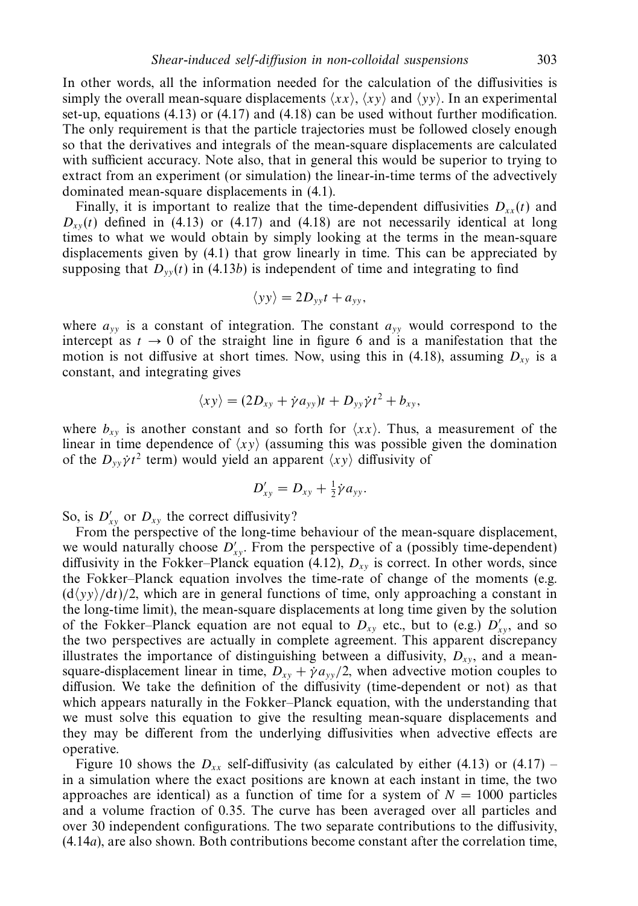In other words, all the information needed for the calculation of the diffusivities is simply the overall mean-square displacements $\langle xx \rangle$, $\langle xy \rangle$ and $\langle yy \rangle$. In an experimental set-up, equations (4.13) or (4.17) and (4.18) can be used without further modification. The only requirement is that the particle trajectories must be followed closely enough so that the derivatives and integrals of the mean-square displacements are calculated with sufficient accuracy. Note also, that in general this would be superior to trying to extract from an experiment (or simulation) the linear-in-time terms of the advectively dominated mean-square displacements in (4.1).

Finally, it is important to realize that the time-dependent diffusivities $D_{xx}(t)$ and $D_{xy}(t)$ defined in (4.13) or (4.17) and (4.18) are not necessarily identical at long times to what we would obtain by simply looking at the terms in the mean-square displacements given by (4.1) that grow linearly in time. This can be appreciated by supposing that $D_{yy}(t)$ in (4.13*b*) is independent of time and integrating to find

$$\langle yy \rangle = 2D_{yy}t + a_{yy},$$

where $a_{yy}$ is a constant of integration. The constant $a_{yy}$ would correspond to the intercept as $t \to 0$ of the straight line in figure 6 and is a manifestation that the motion is not diffusive at short times. Now, using this in (4.18), assuming $D_{xy}$ is a constant, and integrating gives

$$\langle xy \rangle = (2D_{xy} + \dot{\gamma} a_{yy})t + D_{yy}\dot{\gamma}t^2 + b_{xy},$$

where $b_{xy}$ is another constant and so forth for $\langle xx \rangle$. Thus, a measurement of the linear in time dependence of $\langle xy \rangle$ (assuming this was possible given the domination of the $D_{yy}\dot{\gamma}t^2$ term) would yield an apparent $\langle xy \rangle$ diffusivity of

$$D'_{xy} = D_{xy} + \tfrac{1}{2}\dot{\gamma} a_{yy}.$$

So, is $D'_{xy}$ or $D_{xy}$ the correct diffusivity?

From the perspective of the long-time behaviour of the mean-square displacement, we would naturally choose $D'_{xy}$. From the perspective of a (possibly time-dependent) diffusivity in the Fokker–Planck equation (4.12), $D_{xy}$ is correct. In other words, since the Fokker–Planck equation involves the time-rate of change of the moments (e.g. $(\mathrm{d}\langle yy \rangle/\mathrm{d}t)/2$, which are in general functions of time, only approaching a constant in the long-time limit), the mean-square displacements at long time given by the solution of the Fokker–Planck equation are not equal to $D_{xy}$ etc., but to (e.g.) $D'_{xy}$, and so the two perspectives are actually in complete agreement. This apparent discrepancy illustrates the importance of distinguishing between a diffusivity, $D_{xy}$, and a mean-square-displacement linear in time, $D_{xy} + \dot{\gamma} a_{yy}/2$, when advective motion couples to diffusion. We take the definition of the diffusivity (time-dependent or not) as that which appears naturally in the Fokker–Planck equation, with the understanding that we must solve this equation to give the resulting mean-square displacements and they may be different from the underlying diffusivities when advective effects are operative.

Figure 10 shows the $D_{xx}$ self-diffusivity (as calculated by either (4.13) or (4.17) – in a simulation where the exact positions are known at each instant in time, the two approaches are identical) as a function of time for a system of $N = 1000$ particles and a volume fraction of 0.35. The curve has been averaged over all particles and over 30 independent configurations. The two separate contributions to the diffusivity, (4.14*a*), are also shown. Both contributions become constant after the correlation time,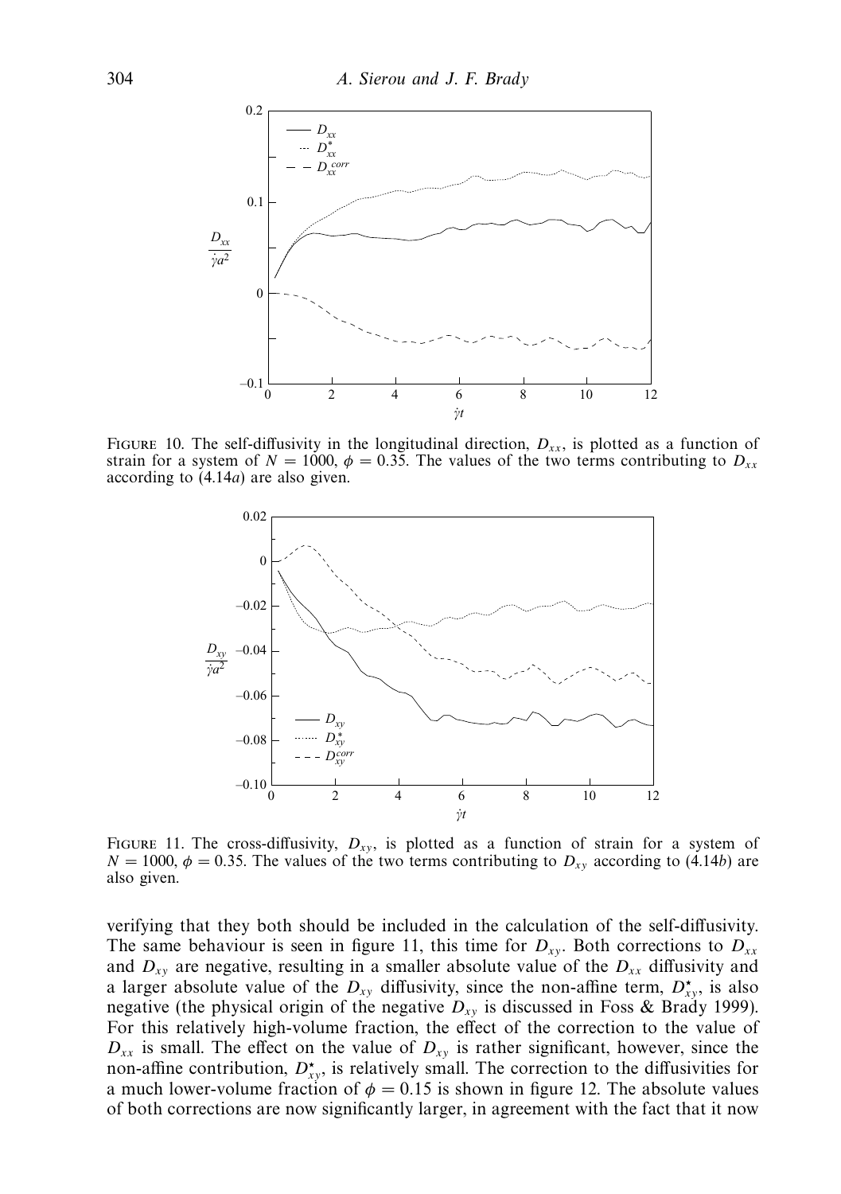FIGURE 10. The self-diffusivity in the longitudinal direction, $D_{xx}$, is plotted as a function of strain for a system of $N = 1000$, $\phi = 0.35$. The values of the two terms contributing to $D_{xx}$ according to (4.14*a*) are also given.

FIGURE 11. The cross-diffusivity, $D_{xy}$, is plotted as a function of strain for a system of $N = 1000$, $\phi = 0.35$. The values of the two terms contributing to $D_{xy}$ according to (4.14*b*) are also given.

verifying that they both should be included in the calculation of the self-diffusivity. The same behaviour is seen in figure 11, this time for $D_{xy}$. Both corrections to $D_{xx}$ and $D_{xy}$ are negative, resulting in a smaller absolute value of the $D_{xx}$ diffusivity and a larger absolute value of the $D_{xy}$ diffusivity, since the non-affine term, $D^{\star}_{xy}$, is also negative (the physical origin of the negative $D_{xy}$ is discussed in Foss & Brady 1999). For this relatively high-volume fraction, the effect of the correction to the value of $D_{xx}$ is small. The effect on the value of $D_{xy}$ is rather significant, however, since the non-affine contribution, $D^{\star}_{xy}$, is relatively small. The correction to the diffusivities for a much lower-volume fraction of $\phi = 0.15$ is shown in figure 12. The absolute values of both corrections are now significantly larger, in agreement with the fact that it now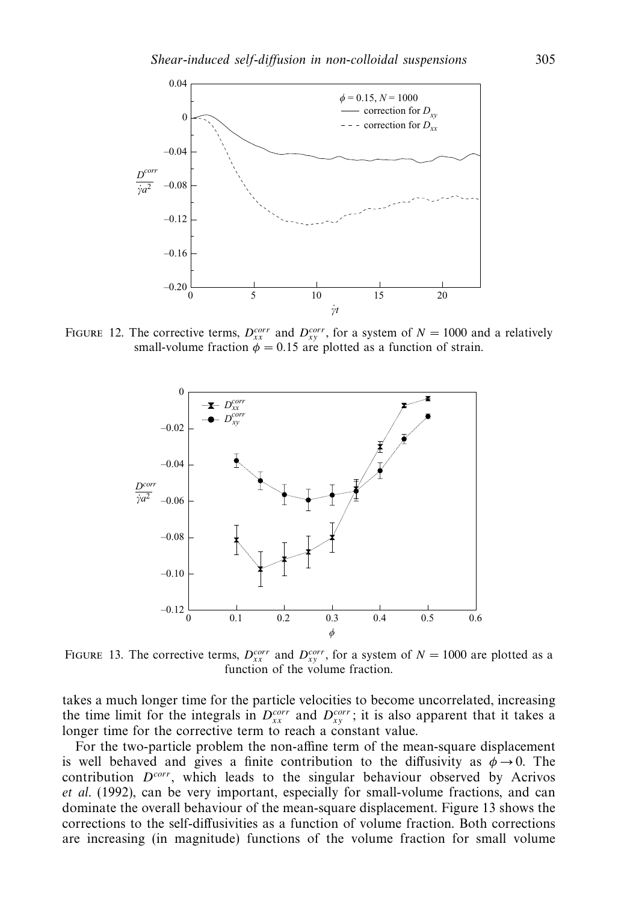FIGURE 12. The corrective terms, $D_{xx}^{corr}$ and $D_{xy}^{corr}$, for a system of $N = 1000$ and a relatively small-volume fraction $\phi = 0.15$ are plotted as a function of strain.

FIGURE 13. The corrective terms, $D_{xx}^{corr}$ and $D_{xy}^{corr}$, for a system of $N = 1000$ are plotted as a function of the volume fraction.

takes a much longer time for the particle velocities to become uncorrelated, increasing the time limit for the integrals in $D_{xx}^{corr}$ and $D_{xy}^{corr}$; it is also apparent that it takes a longer time for the corrective term to reach a constant value.

For the two-particle problem the non-affine term of the mean-square displacement is well behaved and gives a finite contribution to the diffusivity as $\phi \rightarrow 0$. The contribution $D^{corr}$, which leads to the singular behaviour observed by Acrivos *et al.* (1992), can be very important, especially for small-volume fractions, and can dominate the overall behaviour of the mean-square displacement. Figure 13 shows the corrections to the self-diffusivities as a function of volume fraction. Both corrections are increasing (in magnitude) functions of the volume fraction for small volume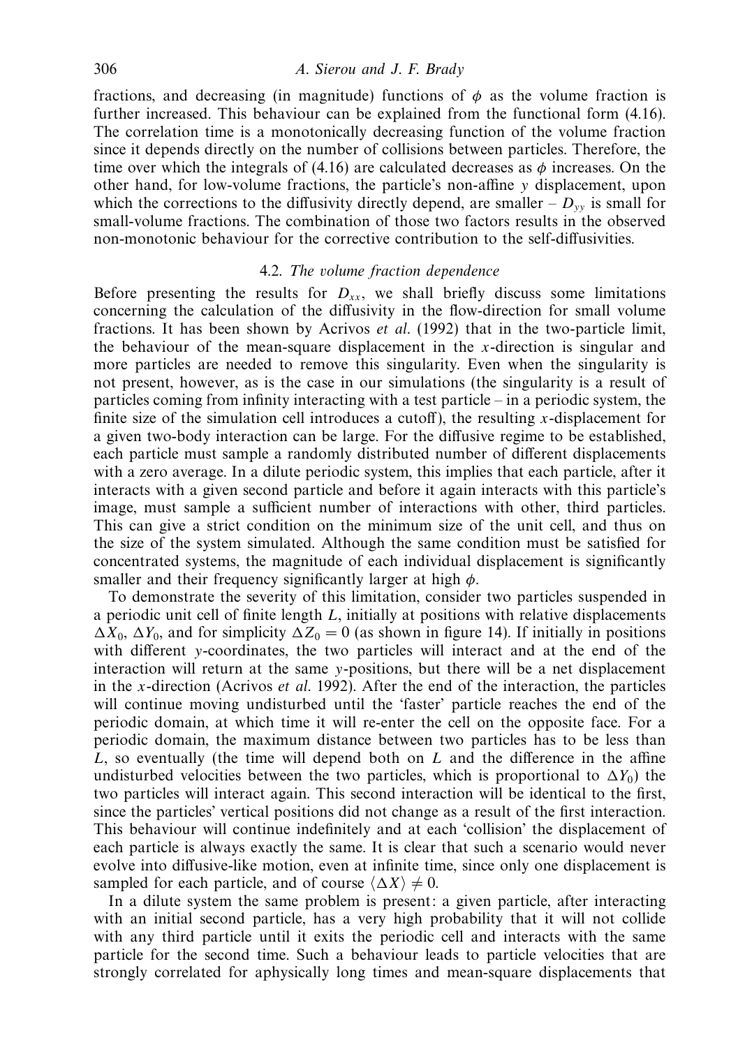fractions, and decreasing (in magnitude) functions of $\phi$ as the volume fraction is further increased. This behaviour can be explained from the functional form (4.16). The correlation time is a monotonically decreasing function of the volume fraction since it depends directly on the number of collisions between particles. Therefore, the time over which the integrals of (4.16) are calculated decreases as $\phi$ increases. On the other hand, for low-volume fractions, the particle's non-affine $y$ displacement, upon which the corrections to the diffusivity directly depend, are smaller – $D_{yy}$ is small for small-volume fractions. The combination of those two factors results in the observed non-monotonic behaviour for the corrective contribution to the self-diffusivities.

### 4.2. *The volume fraction dependence*

Before presenting the results for $D_{xx}$, we shall briefly discuss some limitations concerning the calculation of the diffusivity in the flow-direction for small volume fractions. It has been shown by Acrivos *et al.* (1992) that in the two-particle limit, the behaviour of the mean-square displacement in the $x$-direction is singular and more particles are needed to remove this singularity. Even when the singularity is not present, however, as is the case in our simulations (the singularity is a result of particles coming from infinity interacting with a test particle – in a periodic system, the finite size of the simulation cell introduces a cutoff), the resulting $x$-displacement for a given two-body interaction can be large. For the diffusive regime to be established, each particle must sample a randomly distributed number of different displacements with a zero average. In a dilute periodic system, this implies that each particle, after it interacts with a given second particle and before it again interacts with this particle's image, must sample a sufficient number of interactions with other, third particles. This can give a strict condition on the minimum size of the unit cell, and thus on the size of the system simulated. Although the same condition must be satisfied for concentrated systems, the magnitude of each individual displacement is significantly smaller and their frequency significantly larger at high $\phi$.

To demonstrate the severity of this limitation, consider two particles suspended in a periodic unit cell of finite length $L$, initially at positions with relative displacements $\Delta X_0$, $\Delta Y_0$, and for simplicity $\Delta Z_0 = 0$ (as shown in figure 14). If initially in positions with different $y$-coordinates, the two particles will interact and at the end of the interaction will return at the same $y$-positions, but there will be a net displacement in the $x$-direction (Acrivos *et al.* 1992). After the end of the interaction, the particles will continue moving undisturbed until the 'faster' particle reaches the end of the periodic domain, at which time it will re-enter the cell on the opposite face. For a periodic domain, the maximum distance between two particles has to be less than $L$, so eventually (the time will depend both on $L$ and the difference in the affine undisturbed velocities between the two particles, which is proportional to $\Delta Y_0$) the two particles will interact again. This second interaction will be identical to the first, since the particles' vertical positions did not change as a result of the first interaction. This behaviour will continue indefinitely and at each 'collision' the displacement of each particle is always exactly the same. It is clear that such a scenario would never evolve into diffusive-like motion, even at infinite time, since only one displacement is sampled for each particle, and of course $\langle \Delta X \rangle \neq 0$.

In a dilute system the same problem is present: a given particle, after interacting with an initial second particle, has a very high probability that it will not collide with any third particle until it exits the periodic cell and interacts with the same particle for the second time. Such a behaviour leads to particle velocities that are strongly correlated for aphysically long times and mean-square displacements that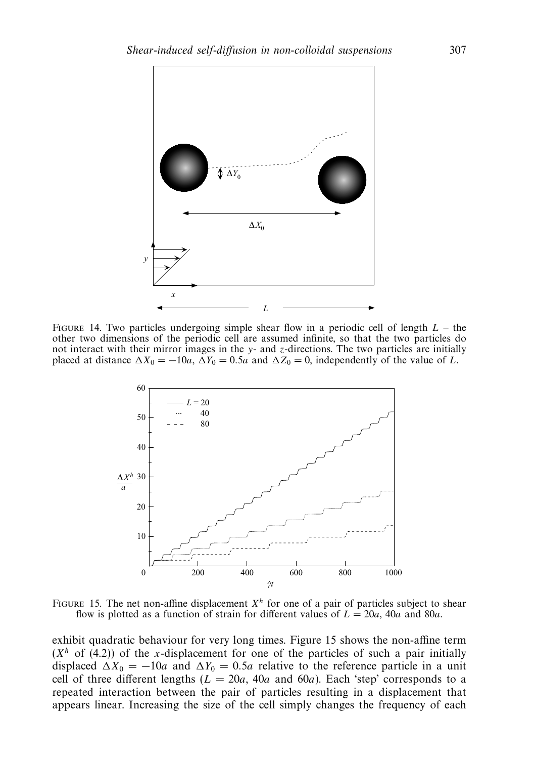FIGURE 14. Two particles undergoing simple shear flow in a periodic cell of length $L$ – the other two dimensions of the periodic cell are assumed infinite, so that the two particles do not interact with their mirror images in the $y$- and $z$-directions. The two particles are initially placed at distance $\Delta X_0 = -10a$, $\Delta Y_0 = 0.5a$ and $\Delta Z_0 = 0$, independently of the value of $L$.

FIGURE 15. The net non-affine displacement $X^h$ for one of a pair of particles subject to shear flow is plotted as a function of strain for different values of $L = 20a$, $40a$ and $80a$.

exhibit quadratic behaviour for very long times. Figure 15 shows the non-affine term ($X^h$ of (4.2)) of the $x$-displacement for one of the particles of such a pair initially displaced $\Delta X_0 = -10a$ and $\Delta Y_0 = 0.5a$ relative to the reference particle in a unit cell of three different lengths ($L = 20a$, $40a$ and $60a$). Each 'step' corresponds to a repeated interaction between the pair of particles resulting in a displacement that appears linear. Increasing the size of the cell simply changes the frequency of each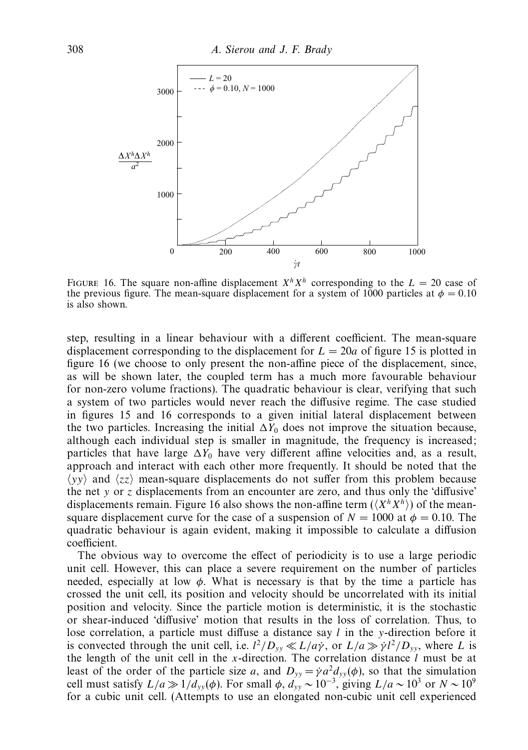FIGURE 16. The square non-affine displacement $X^h X^h$ corresponding to the $L = 20$ case of the previous figure. The mean-square displacement for a system of 1000 particles at $\phi = 0.10$ is also shown.

step, resulting in a linear behaviour with a different coefficient. The mean-square displacement corresponding to the displacement for $L = 20a$ of figure 15 is plotted in figure 16 (we choose to only present the non-affine piece of the displacement, since, as will be shown later, the coupled term has a much more favourable behaviour for non-zero volume fractions). The quadratic behaviour is clear, verifying that such a system of two particles would never reach the diffusive regime. The case studied in figures 15 and 16 corresponds to a given initial lateral displacement between the two particles. Increasing the initial $\Delta Y_0$ does not improve the situation because, although each individual step is smaller in magnitude, the frequency is increased; particles that have large $\Delta Y_0$ have very different affine velocities and, as a result, approach and interact with each other more frequently. It should be noted that the $\langle yy \rangle$ and $\langle zz \rangle$ mean-square displacements do not suffer from this problem because the net $y$ or $z$ displacements from an encounter are zero, and thus only the 'diffusive' displacements remain. Figure 16 also shows the non-affine term ($\langle X^h X^h \rangle$) of the mean-square displacement curve for the case of a suspension of $N = 1000$ at $\phi = 0.10$. The quadratic behaviour is again evident, making it impossible to calculate a diffusion coefficient.

The obvious way to overcome the effect of periodicity is to use a large periodic unit cell. However, this can place a severe requirement on the number of particles needed, especially at low $\phi$. What is necessary is that by the time a particle has crossed the unit cell, its position and velocity should be uncorrelated with its initial position and velocity. Since the particle motion is deterministic, it is the stochastic or shear-induced 'diffusive' motion that results in the loss of correlation. Thus, to lose correlation, a particle must diffuse a distance say $l$ in the $y$-direction before it is convected through the unit cell, i.e. $l^2/D_{yy} \ll L/a\dot{\gamma}$, or $L/a \gg \dot{\gamma} l^2/D_{yy}$, where $L$ is the length of the unit cell in the $x$-direction. The correlation distance $l$ must be at least of the order of the particle size $a$, and $D_{yy} = \dot{\gamma} a^2 d_{yy}(\phi)$, so that the simulation cell must satisfy $L/a \gg 1/d_{yy}(\phi)$. For small $\phi$, $d_{yy} \sim 10^{-3}$, giving $L/a \sim 10^3$ or $N \sim 10^9$ for a cubic unit cell. (Attempts to use an elongated non-cubic unit cell experienced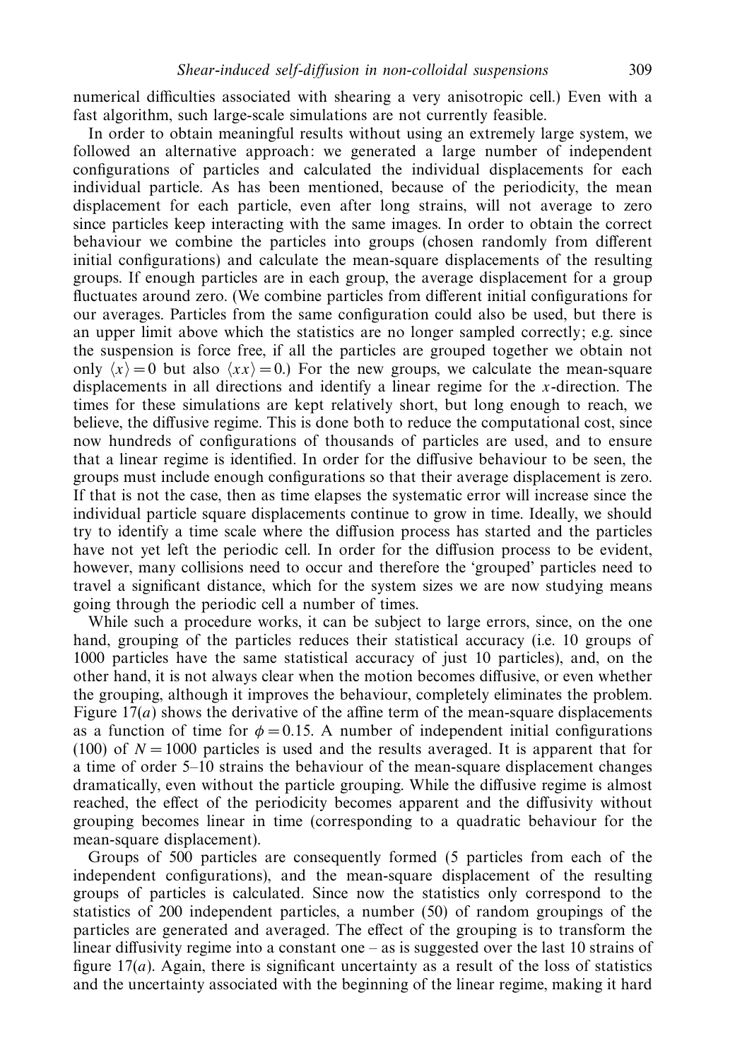numerical difficulties associated with shearing a very anisotropic cell.) Even with a fast algorithm, such large-scale simulations are not currently feasible.

In order to obtain meaningful results without using an extremely large system, we followed an alternative approach: we generated a large number of independent configurations of particles and calculated the individual displacements for each individual particle. As has been mentioned, because of the periodicity, the mean displacement for each particle, even after long strains, will not average to zero since particles keep interacting with the same images. In order to obtain the correct behaviour we combine the particles into groups (chosen randomly from different initial configurations) and calculate the mean-square displacements of the resulting groups. If enough particles are in each group, the average displacement for a group fluctuates around zero. (We combine particles from different initial configurations for our averages. Particles from the same configuration could also be used, but there is an upper limit above which the statistics are no longer sampled correctly; e.g. since the suspension is force free, if all the particles are grouped together we obtain not only $\langle x \rangle = 0$ but also $\langle xx \rangle = 0$.) For the new groups, we calculate the mean-square displacements in all directions and identify a linear regime for the $x$-direction. The times for these simulations are kept relatively short, but long enough to reach, we believe, the diffusive regime. This is done both to reduce the computational cost, since now hundreds of configurations of thousands of particles are used, and to ensure that a linear regime is identified. In order for the diffusive behaviour to be seen, the groups must include enough configurations so that their average displacement is zero. If that is not the case, then as time elapses the systematic error will increase since the individual particle square displacements continue to grow in time. Ideally, we should try to identify a time scale where the diffusion process has started and the particles have not yet left the periodic cell. In order for the diffusion process to be evident, however, many collisions need to occur and therefore the 'grouped' particles need to travel a significant distance, which for the system sizes we are now studying means going through the periodic cell a number of times.

While such a procedure works, it can be subject to large errors, since, on the one hand, grouping of the particles reduces their statistical accuracy (i.e. 10 groups of 1000 particles have the same statistical accuracy of just 10 particles), and, on the other hand, it is not always clear when the motion becomes diffusive, or even whether the grouping, although it improves the behaviour, completely eliminates the problem. Figure 17($a$) shows the derivative of the affine term of the mean-square displacements as a function of time for $\phi = 0.15$. A number of independent initial configurations (100) of $N = 1000$ particles is used and the results averaged. It is apparent that for a time of order 5–10 strains the behaviour of the mean-square displacement changes dramatically, even without the particle grouping. While the diffusive regime is almost reached, the effect of the periodicity becomes apparent and the diffusivity without grouping becomes linear in time (corresponding to a quadratic behaviour for the mean-square displacement).

Groups of 500 particles are consequently formed (5 particles from each of the independent configurations), and the mean-square displacement of the resulting groups of particles is calculated. Since now the statistics only correspond to the statistics of 200 independent particles, a number (50) of random groupings of the particles are generated and averaged. The effect of the grouping is to transform the linear diffusivity regime into a constant one – as is suggested over the last 10 strains of figure 17($a$). Again, there is significant uncertainty as a result of the loss of statistics and the uncertainty associated with the beginning of the linear regime, making it hard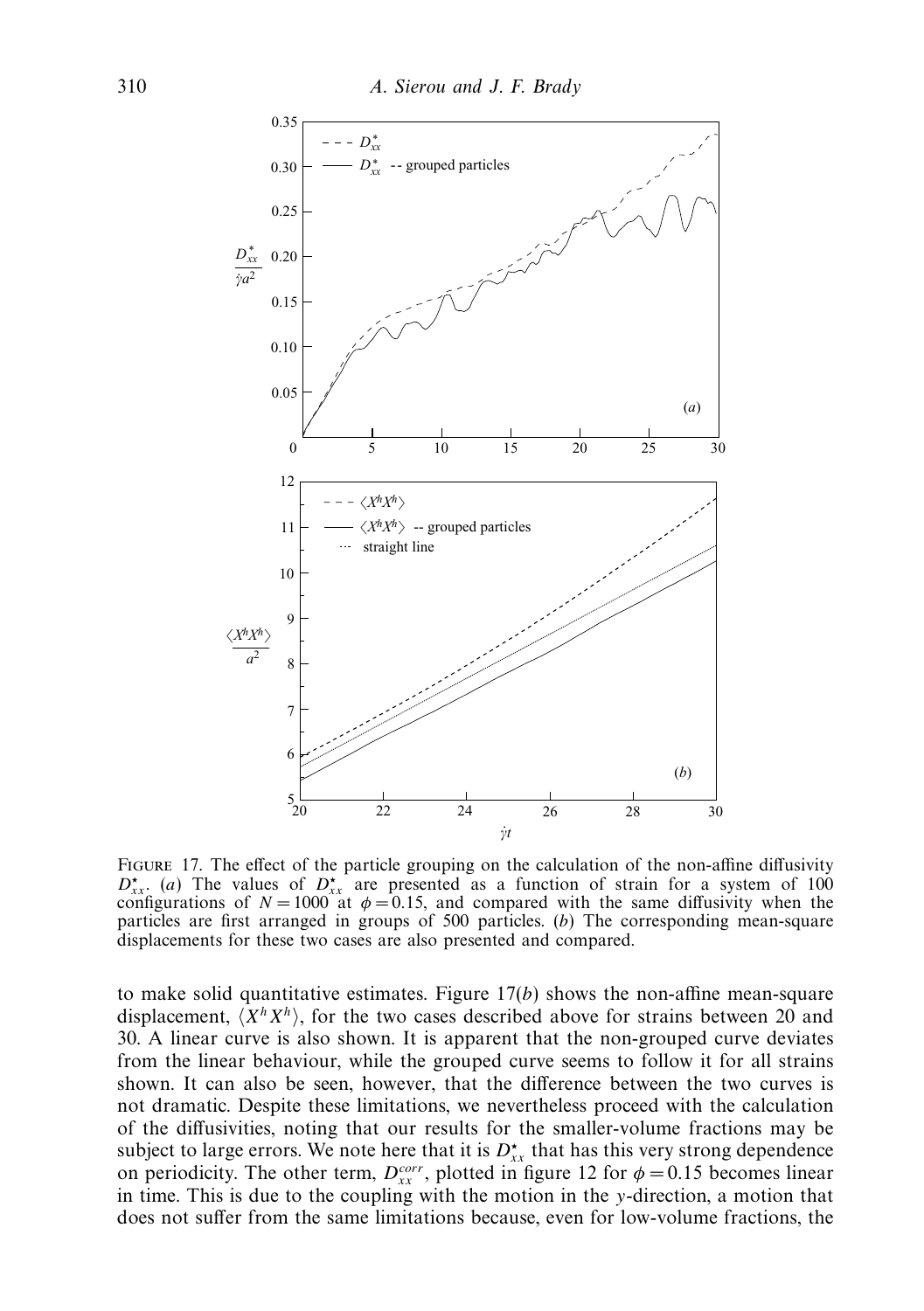FIGURE 17. The effect of the particle grouping on the calculation of the non-affine diffusivity $D^{\star}_{xx}$. (*a*) The values of $D^{\star}_{xx}$ are presented as a function of strain for a system of 100 configurations of $N = 1000$ at $\phi = 0.15$, and compared with the same diffusivity when the particles are first arranged in groups of 500 particles. (*b*) The corresponding mean-square displacements for these two cases are also presented and compared.

to make solid quantitative estimates. Figure 17(*b*) shows the non-affine mean-square displacement, $\langle X^h X^h \rangle$, for the two cases described above for strains between 20 and 30. A linear curve is also shown. It is apparent that the non-grouped curve deviates from the linear behaviour, while the grouped curve seems to follow it for all strains shown. It can also be seen, however, that the difference between the two curves is not dramatic. Despite these limitations, we nevertheless proceed with the calculation of the diffusivities, noting that our results for the smaller-volume fractions may be subject to large errors. We note here that it is $D^{\star}_{xx}$ that has this very strong dependence on periodicity. The other term, $D^{corr}_{xx}$, plotted in figure 12 for $\phi = 0.15$ becomes linear in time. This is due to the coupling with the motion in the $y$-direction, a motion that does not suffer from the same limitations because, even for low-volume fractions, the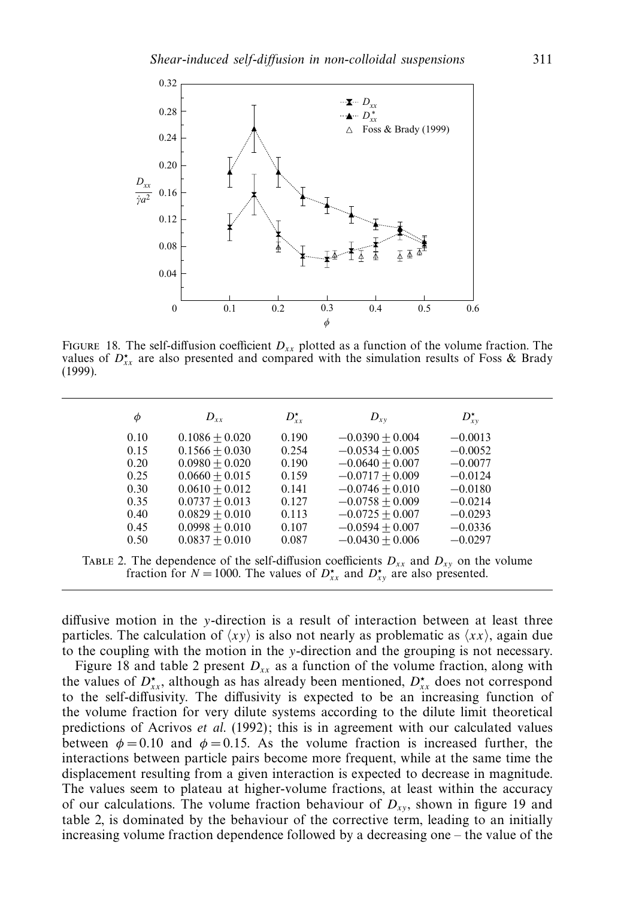FIGURE 18. The self-diffusion coefficient $D_{xx}$ plotted as a function of the volume fraction. The values of $D^{\star}_{xx}$ are also presented and compared with the simulation results of Foss & Brady (1999).

| $\phi$ | $D_{xx}$ | $D^{\star}_{xx}$ | $D_{xy}$ | $D^{\star}_{xy}$ |
|---|---|---|---|---|
| 0.10 | $0.1086 \pm 0.020$ | 0.190 | $-0.0390 \pm 0.004$ | $-0.0013$ |
| 0.15 | $0.1566 \pm 0.030$ | 0.254 | $-0.0534 \pm 0.005$ | $-0.0052$ |
| 0.20 | $0.0980 \pm 0.020$ | 0.190 | $-0.0640 \pm 0.007$ | $-0.0077$ |
| 0.25 | $0.0660 \pm 0.015$ | 0.159 | $-0.0717 \pm 0.009$ | $-0.0124$ |
| 0.30 | $0.0610 \pm 0.012$ | 0.141 | $-0.0746 \pm 0.010$ | $-0.0180$ |
| 0.35 | $0.0737 \pm 0.013$ | 0.127 | $-0.0758 \pm 0.009$ | $-0.0214$ |
| 0.40 | $0.0829 \pm 0.010$ | 0.113 | $-0.0725 \pm 0.007$ | $-0.0293$ |
| 0.45 | $0.0998 \pm 0.010$ | 0.107 | $-0.0594 \pm 0.007$ | $-0.0336$ |
| 0.50 | $0.0837 \pm 0.010$ | 0.087 | $-0.0430 \pm 0.006$ | $-0.0297$ |

TABLE 2. The dependence of the self-diffusion coefficients $D_{xx}$ and $D_{xy}$ on the volume fraction for $N = 1000$. The values of $D^{\star}_{xx}$ and $D^{\star}_{xy}$ are also presented.

diffusive motion in the $y$-direction is a result of interaction between at least three particles. The calculation of $\langle xy \rangle$ is also not nearly as problematic as $\langle xx \rangle$, again due to the coupling with the motion in the $y$-direction and the grouping is not necessary.

Figure 18 and table 2 present $D_{xx}$ as a function of the volume fraction, along with the values of $D^{\star}_{xx}$, although as has already been mentioned, $D^{\star}_{xx}$ does not correspond to the self-diffusivity. The diffusivity is expected to be an increasing function of the volume fraction for very dilute systems according to the dilute limit theoretical predictions of Acrivos *et al.* (1992); this is in agreement with our calculated values between $\phi = 0.10$ and $\phi = 0.15$. As the volume fraction is increased further, the interactions between particle pairs become more frequent, while at the same time the displacement resulting from a given interaction is expected to decrease in magnitude. The values seem to plateau at higher-volume fractions, at least within the accuracy of our calculations. The volume fraction behaviour of $D_{xy}$, shown in figure 19 and table 2, is dominated by the behaviour of the corrective term, leading to an initially increasing volume fraction dependence followed by a decreasing one – the value of the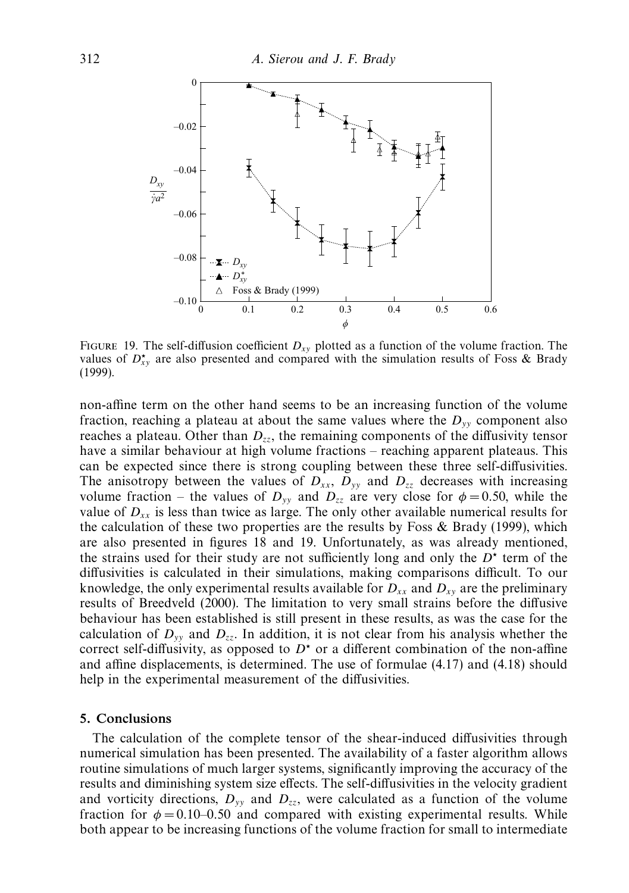FIGURE 19. The self-diffusion coefficient $D_{xy}$ plotted as a function of the volume fraction. The values of $D^{\star}_{xy}$ are also presented and compared with the simulation results of Foss & Brady (1999).

non-affine term on the other hand seems to be an increasing function of the volume fraction, reaching a plateau at about the same values where the $D_{yy}$ component also reaches a plateau. Other than $D_{zz}$, the remaining components of the diffusivity tensor have a similar behaviour at high volume fractions – reaching apparent plateaus. This can be expected since there is strong coupling between these three self-diffusivities. The anisotropy between the values of $D_{xx}$, $D_{yy}$ and $D_{zz}$ decreases with increasing volume fraction – the values of $D_{yy}$ and $D_{zz}$ are very close for $\phi = 0.50$, while the value of $D_{xx}$ is less than twice as large. The only other available numerical results for the calculation of these two properties are the results by Foss & Brady (1999), which are also presented in figures 18 and 19. Unfortunately, as was already mentioned, the strains used for their study are not sufficiently long and only the $D^{\star}$ term of the diffusivities is calculated in their simulations, making comparisons difficult. To our knowledge, the only experimental results available for $D_{xx}$ and $D_{xy}$ are the preliminary results of Breedveld (2000). The limitation to very small strains before the diffusive behaviour has been established is still present in these results, as was the case for the calculation of $D_{yy}$ and $D_{zz}$. In addition, it is not clear from his analysis whether the correct self-diffusivity, as opposed to $D^{\star}$ or a different combination of the non-affine and affine displacements, is determined. The use of formulae (4.17) and (4.18) should help in the experimental measurement of the diffusivities.

## 5. Conclusions

The calculation of the complete tensor of the shear-induced diffusivities through numerical simulation has been presented. The availability of a faster algorithm allows routine simulations of much larger systems, significantly improving the accuracy of the results and diminishing system size effects. The self-diffusivities in the velocity gradient and vorticity directions, $D_{yy}$ and $D_{zz}$, were calculated as a function of the volume fraction for $\phi = 0.10$–$0.50$ and compared with existing experimental results. While both appear to be increasing functions of the volume fraction for small to intermediate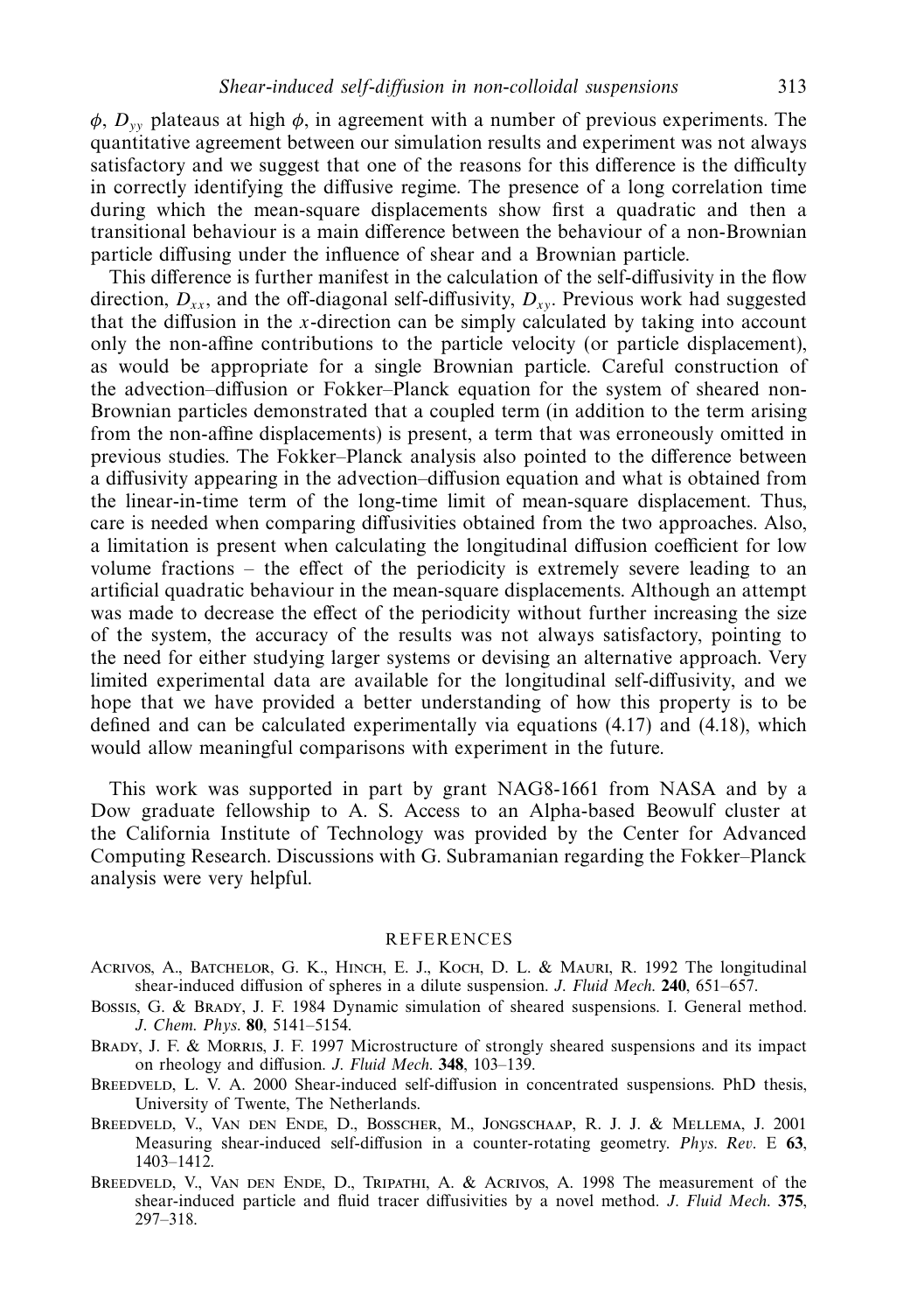$\phi$, $D_{yy}$ plateaus at high $\phi$, in agreement with a number of previous experiments. The quantitative agreement between our simulation results and experiment was not always satisfactory and we suggest that one of the reasons for this difference is the difficulty in correctly identifying the diffusive regime. The presence of a long correlation time during which the mean-square displacements show first a quadratic and then a transitional behaviour is a main difference between the behaviour of a non-Brownian particle diffusing under the influence of shear and a Brownian particle.

This difference is further manifest in the calculation of the self-diffusivity in the flow direction, $D_{xx}$, and the off-diagonal self-diffusivity, $D_{xy}$. Previous work had suggested that the diffusion in the $x$-direction can be simply calculated by taking into account only the non-affine contributions to the particle velocity (or particle displacement), as would be appropriate for a single Brownian particle. Careful construction of the advection–diffusion or Fokker–Planck equation for the system of sheared non-Brownian particles demonstrated that a coupled term (in addition to the term arising from the non-affine displacements) is present, a term that was erroneously omitted in previous studies. The Fokker–Planck analysis also pointed to the difference between a diffusivity appearing in the advection–diffusion equation and what is obtained from the linear-in-time term of the long-time limit of mean-square displacement. Thus, care is needed when comparing diffusivities obtained from the two approaches. Also, a limitation is present when calculating the longitudinal diffusion coefficient for low volume fractions – the effect of the periodicity is extremely severe leading to an artificial quadratic behaviour in the mean-square displacements. Although an attempt was made to decrease the effect of the periodicity without further increasing the size of the system, the accuracy of the results was not always satisfactory, pointing to the need for either studying larger systems or devising an alternative approach. Very limited experimental data are available for the longitudinal self-diffusivity, and we hope that we have provided a better understanding of how this property is to be defined and can be calculated experimentally via equations (4.17) and (4.18), which would allow meaningful comparisons with experiment in the future.

This work was supported in part by grant NAG8-1661 from NASA and by a Dow graduate fellowship to A. S. Access to an Alpha-based Beowulf cluster at the California Institute of Technology was provided by the Center for Advanced Computing Research. Discussions with G. Subramanian regarding the Fokker–Planck analysis were very helpful.

## REFERENCES

Acrivos, A., Batchelor, G. K., Hinch, E. J., Koch, D. L. & Mauri, R. 1992 The longitudinal shear-induced diffusion of spheres in a dilute suspension. *J. Fluid Mech.* **240**, 651–657.

Bossis, G. & Brady, J. F. 1984 Dynamic simulation of sheared suspensions. I. General method. *J. Chem. Phys.* **80**, 5141–5154.

Brady, J. F. & Morris, J. F. 1997 Microstructure of strongly sheared suspensions and its impact on rheology and diffusion. *J. Fluid Mech.* **348**, 103–139.

Breedveld, L. V. A. 2000 Shear-induced self-diffusion in concentrated suspensions. PhD thesis, University of Twente, The Netherlands.

Breedveld, V., van den Ende, D., Bosscher, M., Jongschaap, R. J. J. & Mellema, J. 2001 Measuring shear-induced self-diffusion in a counter-rotating geometry. *Phys. Rev.* E **63**, 1403–1412.

Breedveld, V., van den Ende, D., Tripathi, A. & Acrivos, A. 1998 The measurement of the shear-induced particle and fluid tracer diffusivities by a novel method. *J. Fluid Mech.* **375**, 297–318.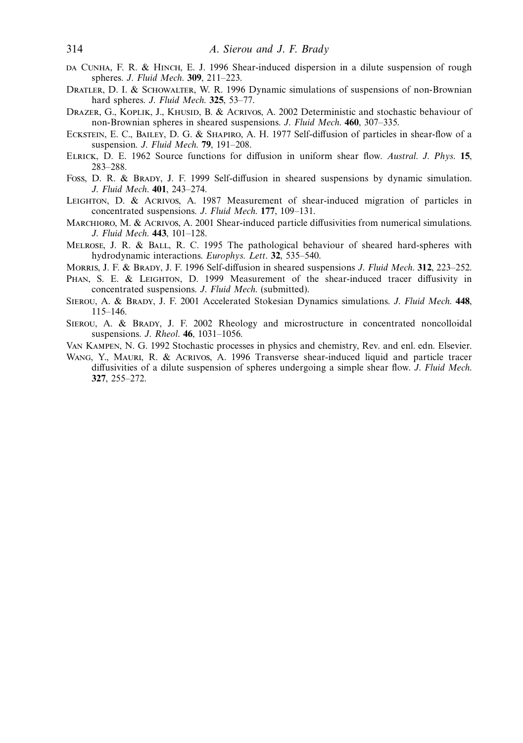da Cunha, F. R. & Hinch, E. J. 1996 Shear-induced dispersion in a dilute suspension of rough spheres. *J. Fluid Mech.* **309**, 211–223.

Dratler, D. I. & Schowalter, W. R. 1996 Dynamic simulations of suspensions of non-Brownian hard spheres. *J. Fluid Mech.* **325**, 53–77.

Drazer, G., Koplik, J., Khusid, B. & Acrivos, A. 2002 Deterministic and stochastic behaviour of non-Brownian spheres in sheared suspensions. *J. Fluid Mech.* **460**, 307–335.

Eckstein, E. C., Bailey, D. G. & Shapiro, A. H. 1977 Self-diffusion of particles in shear-flow of a suspension. *J. Fluid Mech.* **79**, 191–208.

Elrick, D. E. 1962 Source functions for diffusion in uniform shear flow. *Austral. J. Phys.* **15**, 283–288.

Foss, D. R. & Brady, J. F. 1999 Self-diffusion in sheared suspensions by dynamic simulation. *J. Fluid Mech.* **401**, 243–274.

Leighton, D. & Acrivos, A. 1987 Measurement of shear-induced migration of particles in concentrated suspensions. *J. Fluid Mech.* **177**, 109–131.

Marchioro, M. & Acrivos, A. 2001 Shear-induced particle diffusivities from numerical simulations. *J. Fluid Mech.* **443**, 101–128.

Melrose, J. R. & Ball, R. C. 1995 The pathological behaviour of sheared hard-spheres with hydrodynamic interactions. *Europhys. Lett*. **32**, 535–540.

Morris, J. F. & Brady, J. F. 1996 Self-diffusion in sheared suspensions *J. Fluid Mech.* **312**, 223–252.

Phan, S. E. & Leighton, D. 1999 Measurement of the shear-induced tracer diffusivity in concentrated suspensions. *J. Fluid Mech.* (submitted).

Sierou, A. & Brady, J. F. 2001 Accelerated Stokesian Dynamics simulations. *J. Fluid Mech.* **448**, 115–146.

Sierou, A. & Brady, J. F. 2002 Rheology and microstructure in concentrated noncolloidal suspensions. *J. Rheol*. **46**, 1031–1056.

Van Kampen, N. G. 1992 Stochastic processes in physics and chemistry, Rev. and enl. edn. Elsevier.

Wang, Y., Mauri, R. & Acrivos, A. 1996 Transverse shear-induced liquid and particle tracer diffusivities of a dilute suspension of spheres undergoing a simple shear flow. *J. Fluid Mech.* **327**, 255–272.